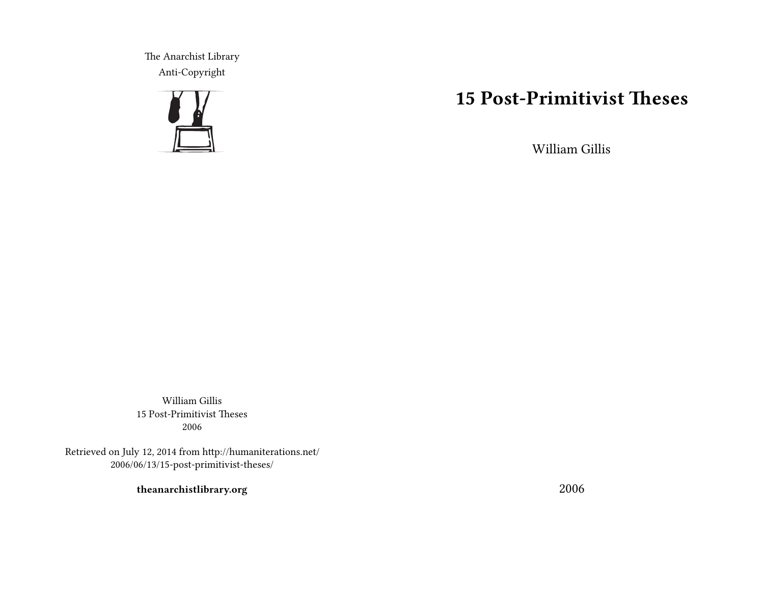# 15 Post-Primitivist Theses

William Gillis

2006

The Anarchist Library
Anti-Copyright

William Gillis
15 Post-Primitivist Theses
2006

Retrieved on July 12, 2014 from http://humaniterations.net/2006/06/13/15-post-primitivist-theses/

**theanarchistlibrary.org**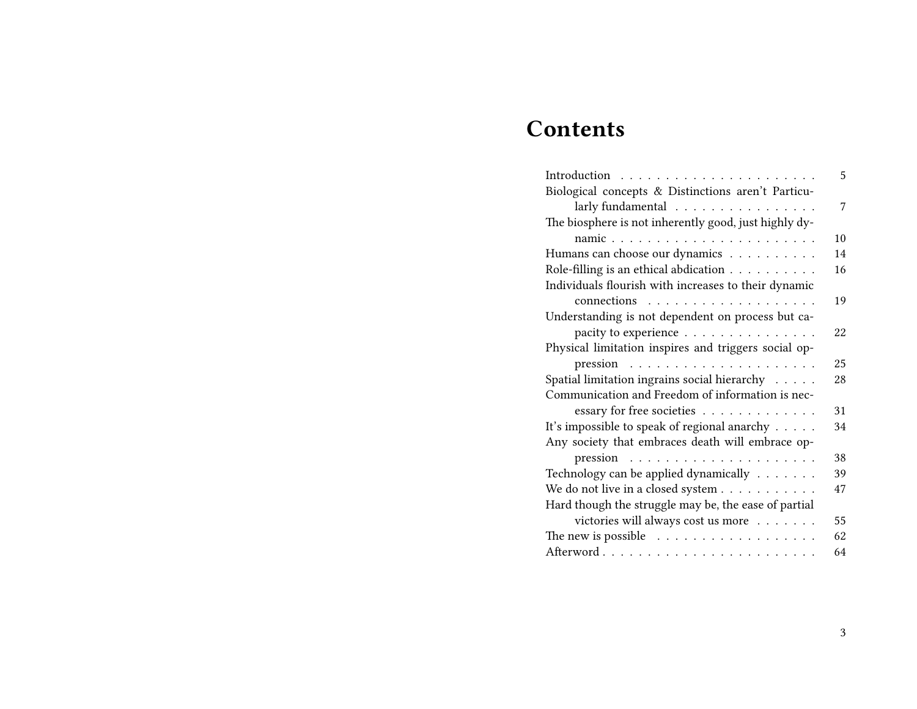# Contents

- Introduction 5
- Biological concepts & Distinctions aren't Particularly fundamental 7
- The biosphere is not inherently good, just highly dynamic 10
- Humans can choose our dynamics 14
- Role-filling is an ethical abdication 16
- Individuals flourish with increases to their dynamic connections 19
- Understanding is not dependent on process but capacity to experience 22
- Physical limitation inspires and triggers social oppression 25
- Spatial limitation ingrains social hierarchy 28
- Communication and Freedom of information is necessary for free societies 31
- It's impossible to speak of regional anarchy 34
- Any society that embraces death will embrace oppression 38
- Technology can be applied dynamically 39
- We do not live in a closed system 47
- Hard though the struggle may be, the ease of partial victories will always cost us more 55
- The new is possible 62
- Afterword 64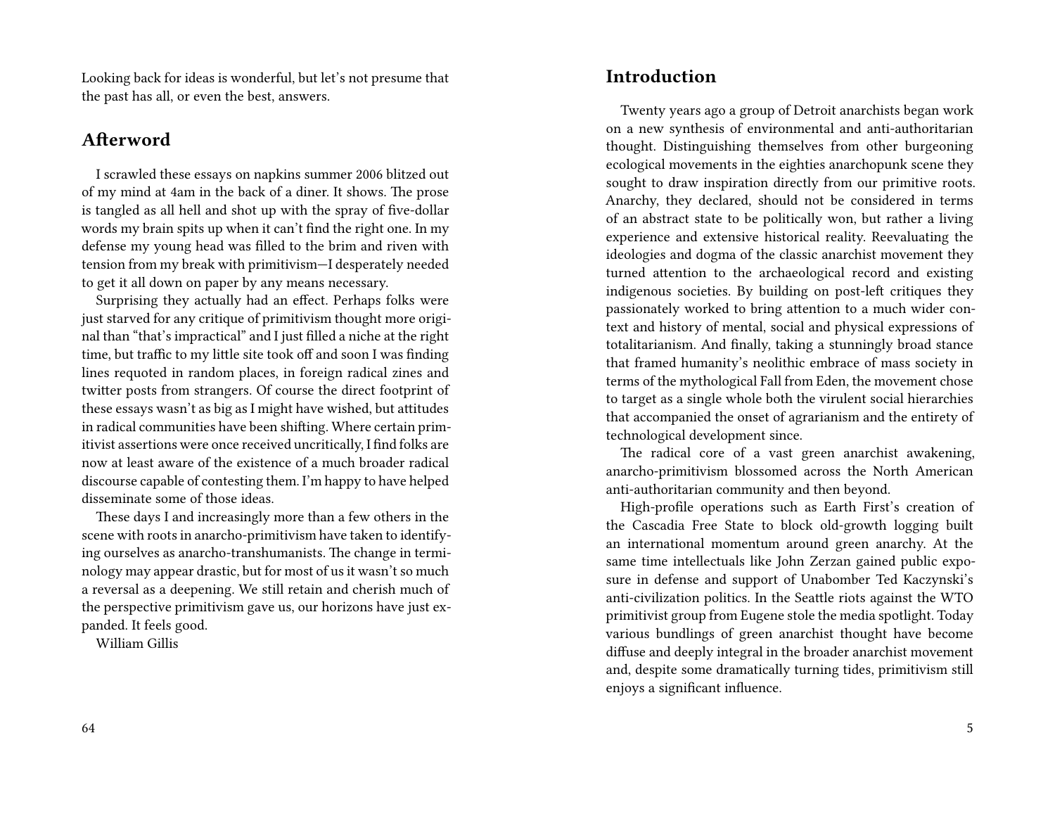Looking back for ideas is wonderful, but let's not presume that the past has all, or even the best, answers.

## Afterword

I scrawled these essays on napkins summer 2006 blitzed out of my mind at 4am in the back of a diner. It shows. The prose is tangled as all hell and shot up with the spray of five-dollar words my brain spits up when it can't find the right one. In my defense my young head was filled to the brim and riven with tension from my break with primitivism—I desperately needed to get it all down on paper by any means necessary.

Surprising they actually had an effect. Perhaps folks were just starved for any critique of primitivism thought more original than "that's impractical" and I just filled a niche at the right time, but traffic to my little site took off and soon I was finding lines requoted in random places, in foreign radical zines and twitter posts from strangers. Of course the direct footprint of these essays wasn't as big as I might have wished, but attitudes in radical communities have been shifting. Where certain primitivist assertions were once received uncritically, I find folks are now at least aware of the existence of a much broader radical discourse capable of contesting them. I'm happy to have helped disseminate some of those ideas.

These days I and increasingly more than a few others in the scene with roots in anarcho-primitivism have taken to identifying ourselves as anarcho-transhumanists. The change in terminology may appear drastic, but for most of us it wasn't so much a reversal as a deepening. We still retain and cherish much of the perspective primitivism gave us, our horizons have just expanded. It feels good.

William Gillis

## Introduction

Twenty years ago a group of Detroit anarchists began work on a new synthesis of environmental and anti-authoritarian thought. Distinguishing themselves from other burgeoning ecological movements in the eighties anarchopunk scene they sought to draw inspiration directly from our primitive roots. Anarchy, they declared, should not be considered in terms of an abstract state to be politically won, but rather a living experience and extensive historical reality. Reevaluating the ideologies and dogma of the classic anarchist movement they turned attention to the archaeological record and existing indigenous societies. By building on post-left critiques they passionately worked to bring attention to a much wider context and history of mental, social and physical expressions of totalitarianism. And finally, taking a stunningly broad stance that framed humanity's neolithic embrace of mass society in terms of the mythological Fall from Eden, the movement chose to target as a single whole both the virulent social hierarchies that accompanied the onset of agrarianism and the entirety of technological development since.

The radical core of a vast green anarchist awakening, anarcho-primitivism blossomed across the North American anti-authoritarian community and then beyond.

High-profile operations such as Earth First's creation of the Cascadia Free State to block old-growth logging built an international momentum around green anarchy. At the same time intellectuals like John Zerzan gained public exposure in defense and support of Unabomber Ted Kaczynski's anti-civilization politics. In the Seattle riots against the WTO primitivist group from Eugene stole the media spotlight. Today various bundlings of green anarchist thought have become diffuse and deeply integral in the broader anarchist movement and, despite some dramatically turning tides, primitivism still enjoys a significant influence.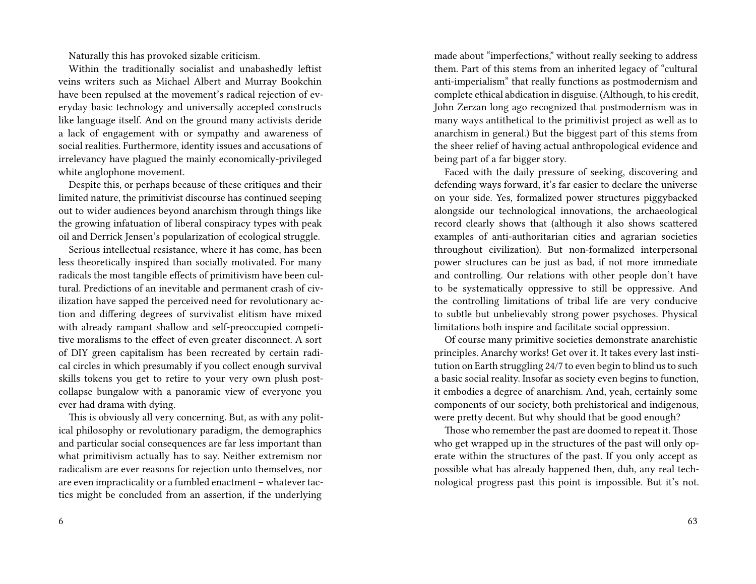Naturally this has provoked sizable criticism.

Within the traditionally socialist and unabashedly leftist veins writers such as Michael Albert and Murray Bookchin have been repulsed at the movement's radical rejection of everyday basic technology and universally accepted constructs like language itself. And on the ground many activists deride a lack of engagement with or sympathy and awareness of social realities. Furthermore, identity issues and accusations of irrelevancy have plagued the mainly economically-privileged white anglophone movement.

Despite this, or perhaps because of these critiques and their limited nature, the primitivist discourse has continued seeping out to wider audiences beyond anarchism through things like the growing infatuation of liberal conspiracy types with peak oil and Derrick Jensen's popularization of ecological struggle.

Serious intellectual resistance, where it has come, has been less theoretically inspired than socially motivated. For many radicals the most tangible effects of primitivism have been cultural. Predictions of an inevitable and permanent crash of civilization have sapped the perceived need for revolutionary action and differing degrees of survivalist elitism have mixed with already rampant shallow and self-preoccupied competitive moralisms to the effect of even greater disconnect. A sort of DIY green capitalism has been recreated by certain radical circles in which presumably if you collect enough survival skills tokens you get to retire to your very own plush post-collapse bungalow with a panoramic view of everyone you ever had drama with dying.

This is obviously all very concerning. But, as with any political philosophy or revolutionary paradigm, the demographics and particular social consequences are far less important than what primitivism actually has to say. Neither extremism nor radicalism are ever reasons for rejection unto themselves, nor are even impracticality or a fumbled enactment – whatever tactics might be concluded from an assertion, if the underlying

made about "imperfections," without really seeking to address them. Part of this stems from an inherited legacy of "cultural anti-imperialism" that really functions as postmodernism and complete ethical abdication in disguise. (Although, to his credit, John Zerzan long ago recognized that postmodernism was in many ways antithetical to the primitivist project as well as to anarchism in general.) But the biggest part of this stems from the sheer relief of having actual anthropological evidence and being part of a far bigger story.

Faced with the daily pressure of seeking, discovering and defending ways forward, it's far easier to declare the universe on your side. Yes, formalized power structures piggybacked alongside our technological innovations, the archaeological record clearly shows that (although it also shows scattered examples of anti-authoritarian cities and agrarian societies throughout civilization). But non-formalized interpersonal power structures can be just as bad, if not more immediate and controlling. Our relations with other people don't have to be systematically oppressive to still be oppressive. And the controlling limitations of tribal life are very conducive to subtle but unbelievably strong power psychoses. Physical limitations both inspire and facilitate social oppression.

Of course many primitive societies demonstrate anarchistic principles. Anarchy works! Get over it. It takes every last institution on Earth struggling 24/7 to even begin to blind us to such a basic social reality. Insofar as society even begins to function, it embodies a degree of anarchism. And, yeah, certainly some components of our society, both prehistorical and indigenous, were pretty decent. But why should that be good enough?

Those who remember the past are doomed to repeat it. Those who get wrapped up in the structures of the past will only operate within the structures of the past. If you only accept as possible what has already happened then, duh, any real technological progress past this point is impossible. But it's not.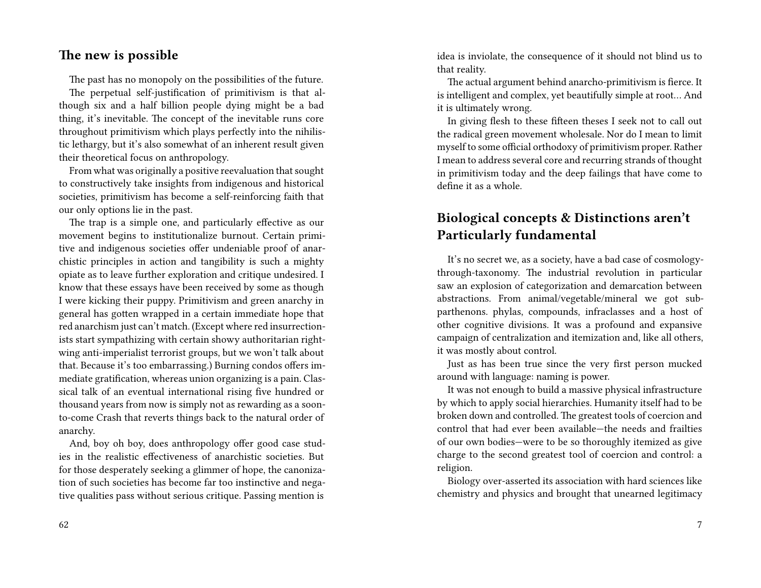## The new is possible

The past has no monopoly on the possibilities of the future.

The perpetual self-justification of primitivism is that although six and a half billion people dying might be a bad thing, it's inevitable. The concept of the inevitable runs core throughout primitivism which plays perfectly into the nihilistic lethargy, but it's also somewhat of an inherent result given their theoretical focus on anthropology.

From what was originally a positive reevaluation that sought to constructively take insights from indigenous and historical societies, primitivism has become a self-reinforcing faith that our only options lie in the past.

The trap is a simple one, and particularly effective as our movement begins to institutionalize burnout. Certain primitive and indigenous societies offer undeniable proof of anarchistic principles in action and tangibility is such a mighty opiate as to leave further exploration and critique undesired. I know that these essays have been received by some as though I were kicking their puppy. Primitivism and green anarchy in general has gotten wrapped in a certain immediate hope that red anarchism just can't match. (Except where red insurrectionists start sympathizing with certain showy authoritarian right-wing anti-imperialist terrorist groups, but we won't talk about that. Because it's too embarrassing.) Burning condos offers immediate gratification, whereas union organizing is a pain. Classical talk of an eventual international rising five hundred or thousand years from now is simply not as rewarding as a soon-to-come Crash that reverts things back to the natural order of anarchy.

And, boy oh boy, does anthropology offer good case studies in the realistic effectiveness of anarchistic societies. But for those desperately seeking a glimmer of hope, the canonization of such societies has become far too instinctive and negative qualities pass without serious critique. Passing mention is

idea is inviolate, the consequence of it should not blind us to that reality.

The actual argument behind anarcho-primitivism is fierce. It is intelligent and complex, yet beautifully simple at root… And it is ultimately wrong.

In giving flesh to these fifteen theses I seek not to call out the radical green movement wholesale. Nor do I mean to limit myself to some official orthodoxy of primitivism proper. Rather I mean to address several core and recurring strands of thought in primitivism today and the deep failings that have come to define it as a whole.

## Biological concepts & Distinctions aren't Particularly fundamental

It's no secret we, as a society, have a bad case of cosmology-through-taxonomy. The industrial revolution in particular saw an explosion of categorization and demarcation between abstractions. From animal/vegetable/mineral we got sub-parthenons. phylas, compounds, infraclasses and a host of other cognitive divisions. It was a profound and expansive campaign of centralization and itemization and, like all others, it was mostly about control.

Just as has been true since the very first person mucked around with language: naming is power.

It was not enough to build a massive physical infrastructure by which to apply social hierarchies. Humanity itself had to be broken down and controlled. The greatest tools of coercion and control that had ever been available—the needs and frailties of our own bodies—were to be so thoroughly itemized as give charge to the second greatest tool of coercion and control: a religion.

Biology over-asserted its association with hard sciences like chemistry and physics and brought that unearned legitimacy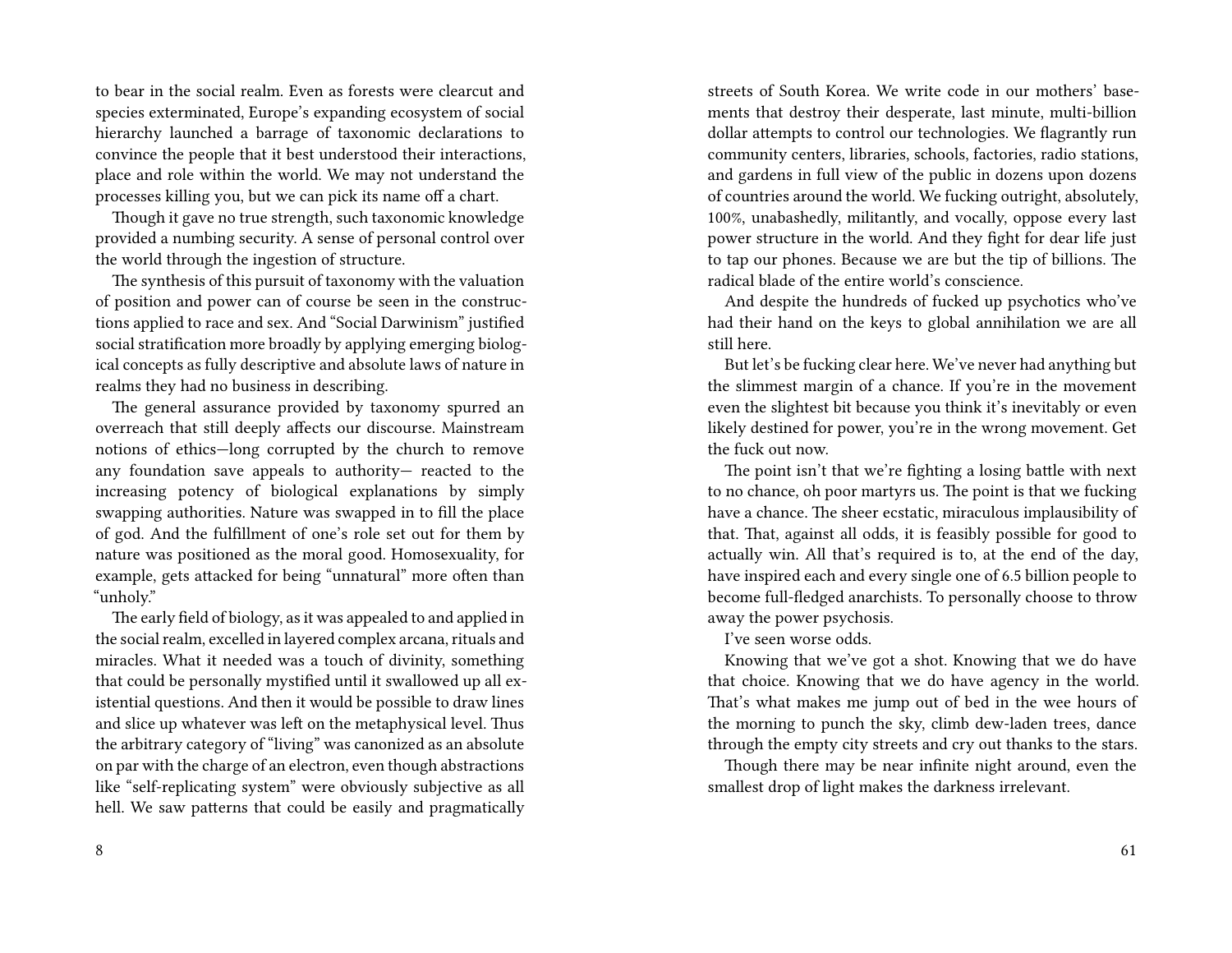to bear in the social realm. Even as forests were clearcut and species exterminated, Europe's expanding ecosystem of social hierarchy launched a barrage of taxonomic declarations to convince the people that it best understood their interactions, place and role within the world. We may not understand the processes killing you, but we can pick its name off a chart.

Though it gave no true strength, such taxonomic knowledge provided a numbing security. A sense of personal control over the world through the ingestion of structure.

The synthesis of this pursuit of taxonomy with the valuation of position and power can of course be seen in the constructions applied to race and sex. And "Social Darwinism" justified social stratification more broadly by applying emerging biological concepts as fully descriptive and absolute laws of nature in realms they had no business in describing.

The general assurance provided by taxonomy spurred an overreach that still deeply affects our discourse. Mainstream notions of ethics—long corrupted by the church to remove any foundation save appeals to authority— reacted to the increasing potency of biological explanations by simply swapping authorities. Nature was swapped in to fill the place of god. And the fulfillment of one's role set out for them by nature was positioned as the moral good. Homosexuality, for example, gets attacked for being "unnatural" more often than "unholy."

The early field of biology, as it was appealed to and applied in the social realm, excelled in layered complex arcana, rituals and miracles. What it needed was a touch of divinity, something that could be personally mystified until it swallowed up all existential questions. And then it would be possible to draw lines and slice up whatever was left on the metaphysical level. Thus the arbitrary category of "living" was canonized as an absolute on par with the charge of an electron, even though abstractions like "self-replicating system" were obviously subjective as all hell. We saw patterns that could be easily and pragmatically

streets of South Korea. We write code in our mothers' basements that destroy their desperate, last minute, multi-billion dollar attempts to control our technologies. We flagrantly run community centers, libraries, schools, factories, radio stations, and gardens in full view of the public in dozens upon dozens of countries around the world. We fucking outright, absolutely, 100%, unabashedly, militantly, and vocally, oppose every last power structure in the world. And they fight for dear life just to tap our phones. Because we are but the tip of billions. The radical blade of the entire world's conscience.

And despite the hundreds of fucked up psychotics who've had their hand on the keys to global annihilation we are all still here.

But let's be fucking clear here. We've never had anything but the slimmest margin of a chance. If you're in the movement even the slightest bit because you think it's inevitably or even likely destined for power, you're in the wrong movement. Get the fuck out now.

The point isn't that we're fighting a losing battle with next to no chance, oh poor martyrs us. The point is that we fucking have a chance. The sheer ecstatic, miraculous implausibility of that. That, against all odds, it is feasibly possible for good to actually win. All that's required is to, at the end of the day, have inspired each and every single one of 6.5 billion people to become full-fledged anarchists. To personally choose to throw away the power psychosis.

I've seen worse odds.

Knowing that we've got a shot. Knowing that we do have that choice. Knowing that we do have agency in the world. That's what makes me jump out of bed in the wee hours of the morning to punch the sky, climb dew-laden trees, dance through the empty city streets and cry out thanks to the stars.

Though there may be near infinite night around, even the smallest drop of light makes the darkness irrelevant.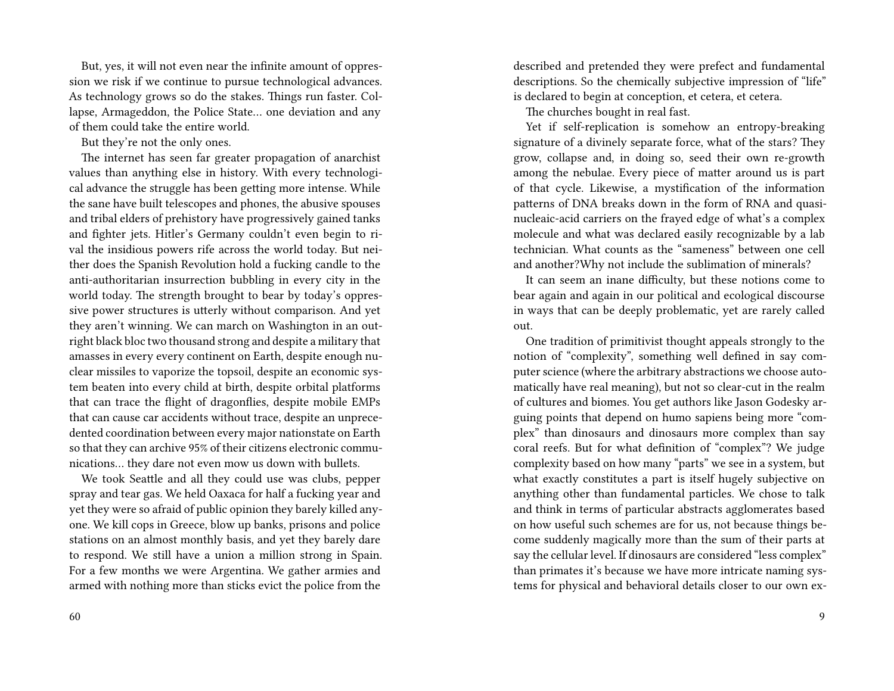But, yes, it will not even near the infinite amount of oppression we risk if we continue to pursue technological advances. As technology grows so do the stakes. Things run faster. Collapse, Armageddon, the Police State… one deviation and any of them could take the entire world.

But they're not the only ones.

The internet has seen far greater propagation of anarchist values than anything else in history. With every technological advance the struggle has been getting more intense. While the sane have built telescopes and phones, the abusive spouses and tribal elders of prehistory have progressively gained tanks and fighter jets. Hitler's Germany couldn't even begin to rival the insidious powers rife across the world today. But neither does the Spanish Revolution hold a fucking candle to the anti-authoritarian insurrection bubbling in every city in the world today. The strength brought to bear by today's oppressive power structures is utterly without comparison. And yet they aren't winning. We can march on Washington in an outright black bloc two thousand strong and despite a military that amasses in every every continent on Earth, despite enough nuclear missiles to vaporize the topsoil, despite an economic system beaten into every child at birth, despite orbital platforms that can trace the flight of dragonflies, despite mobile EMPs that can cause car accidents without trace, despite an unprecedented coordination between every major nationstate on Earth so that they can archive 95% of their citizens electronic communications… they dare not even mow us down with bullets.

We took Seattle and all they could use was clubs, pepper spray and tear gas. We held Oaxaca for half a fucking year and yet they were so afraid of public opinion they barely killed anyone. We kill cops in Greece, blow up banks, prisons and police stations on an almost monthly basis, and yet they barely dare to respond. We still have a union a million strong in Spain. For a few months we were Argentina. We gather armies and armed with nothing more than sticks evict the police from the

described and pretended they were prefect and fundamental descriptions. So the chemically subjective impression of "life" is declared to begin at conception, et cetera, et cetera.

The churches bought in real fast.

Yet if self-replication is somehow an entropy-breaking signature of a divinely separate force, what of the stars? They grow, collapse and, in doing so, seed their own re-growth among the nebulae. Every piece of matter around us is part of that cycle. Likewise, a mystification of the information patterns of DNA breaks down in the form of RNA and quasi-nucleaic-acid carriers on the frayed edge of what's a complex molecule and what was declared easily recognizable by a lab technician. What counts as the "sameness" between one cell and another?Why not include the sublimation of minerals?

It can seem an inane difficulty, but these notions come to bear again and again in our political and ecological discourse in ways that can be deeply problematic, yet are rarely called out.

One tradition of primitivist thought appeals strongly to the notion of "complexity", something well defined in say computer science (where the arbitrary abstractions we choose automatically have real meaning), but not so clear-cut in the realm of cultures and biomes. You get authors like Jason Godesky arguing points that depend on humo sapiens being more "complex" than dinosaurs and dinosaurs more complex than say coral reefs. But for what definition of "complex"? We judge complexity based on how many "parts" we see in a system, but what exactly constitutes a part is itself hugely subjective on anything other than fundamental particles. We chose to talk and think in terms of particular abstracts agglomerates based on how useful such schemes are for us, not because things become suddenly magically more than the sum of their parts at say the cellular level. If dinosaurs are considered "less complex" than primates it's because we have more intricate naming systems for physical and behavioral details closer to our own ex-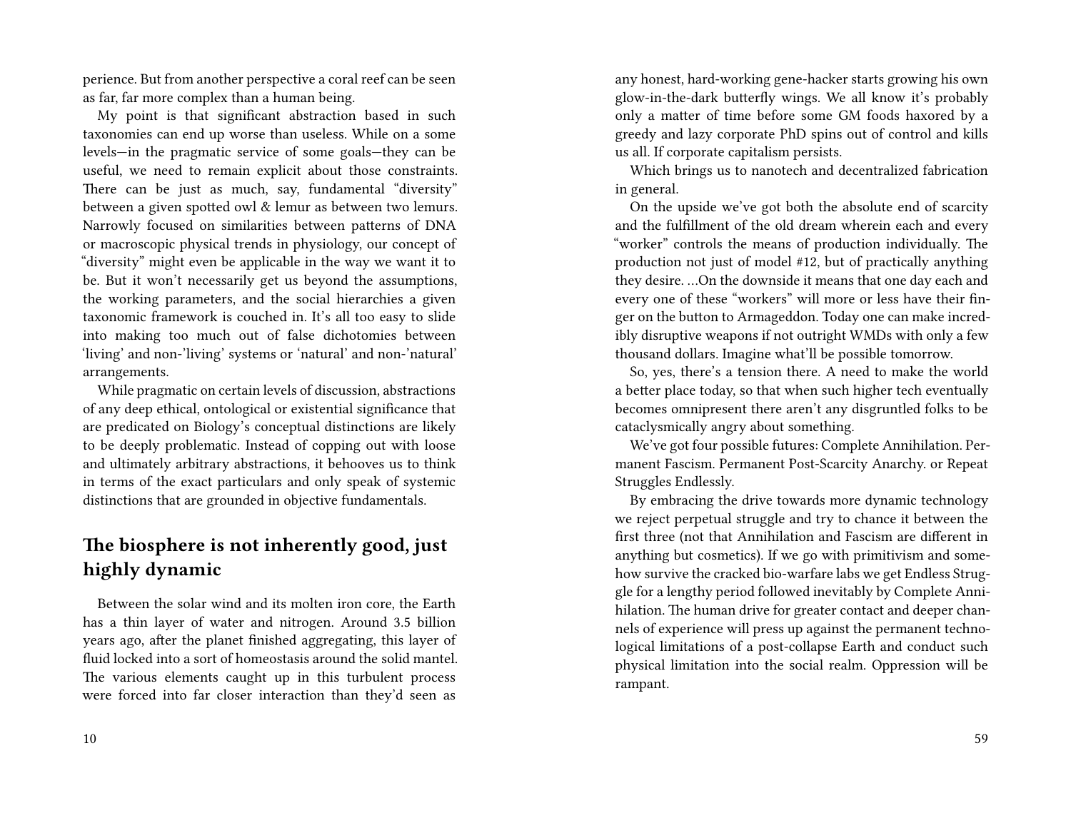perience. But from another perspective a coral reef can be seen as far, far more complex than a human being.

My point is that significant abstraction based in such taxonomies can end up worse than useless. While on a some levels—in the pragmatic service of some goals—they can be useful, we need to remain explicit about those constraints. There can be just as much, say, fundamental "diversity" between a given spotted owl & lemur as between two lemurs. Narrowly focused on similarities between patterns of DNA or macroscopic physical trends in physiology, our concept of "diversity" might even be applicable in the way we want it to be. But it won't necessarily get us beyond the assumptions, the working parameters, and the social hierarchies a given taxonomic framework is couched in. It's all too easy to slide into making too much out of false dichotomies between 'living' and non-'living' systems or 'natural' and non-'natural' arrangements.

While pragmatic on certain levels of discussion, abstractions of any deep ethical, ontological or existential significance that are predicated on Biology's conceptual distinctions are likely to be deeply problematic. Instead of copping out with loose and ultimately arbitrary abstractions, it behooves us to think in terms of the exact particulars and only speak of systemic distinctions that are grounded in objective fundamentals.

## The biosphere is not inherently good, just highly dynamic

Between the solar wind and its molten iron core, the Earth has a thin layer of water and nitrogen. Around 3.5 billion years ago, after the planet finished aggregating, this layer of fluid locked into a sort of homeostasis around the solid mantel. The various elements caught up in this turbulent process were forced into far closer interaction than they'd seen as

any honest, hard-working gene-hacker starts growing his own glow-in-the-dark butterfly wings. We all know it's probably only a matter of time before some GM foods haxored by a greedy and lazy corporate PhD spins out of control and kills us all. If corporate capitalism persists.

Which brings us to nanotech and decentralized fabrication in general.

On the upside we've got both the absolute end of scarcity and the fulfillment of the old dream wherein each and every "worker" controls the means of production individually. The production not just of model #12, but of practically anything they desire. …On the downside it means that one day each and every one of these "workers" will more or less have their finger on the button to Armageddon. Today one can make incredibly disruptive weapons if not outright WMDs with only a few thousand dollars. Imagine what'll be possible tomorrow.

So, yes, there's a tension there. A need to make the world a better place today, so that when such higher tech eventually becomes omnipresent there aren't any disgruntled folks to be cataclysmically angry about something.

We've got four possible futures: Complete Annihilation. Permanent Fascism. Permanent Post-Scarcity Anarchy. or Repeat Struggles Endlessly.

By embracing the drive towards more dynamic technology we reject perpetual struggle and try to chance it between the first three (not that Annihilation and Fascism are different in anything but cosmetics). If we go with primitivism and somehow survive the cracked bio-warfare labs we get Endless Struggle for a lengthy period followed inevitably by Complete Annihilation. The human drive for greater contact and deeper channels of experience will press up against the permanent technological limitations of a post-collapse Earth and conduct such physical limitation into the social realm. Oppression will be rampant.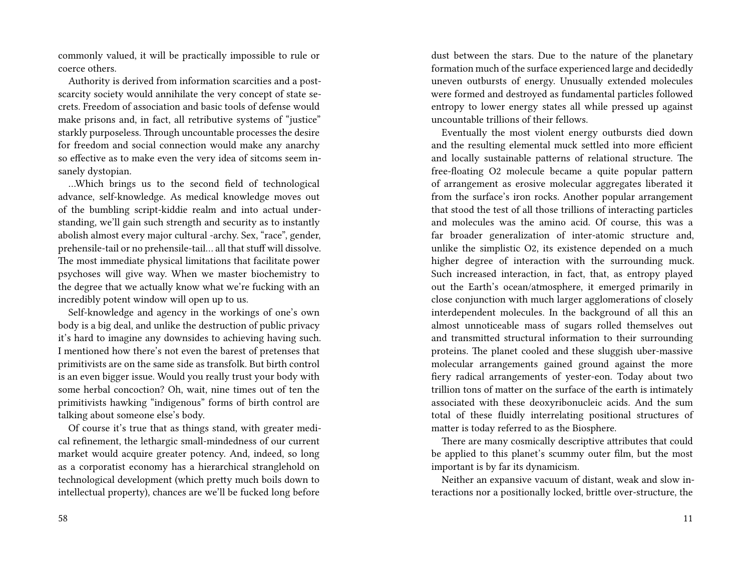commonly valued, it will be practically impossible to rule or coerce others.

Authority is derived from information scarcities and a post-scarcity society would annihilate the very concept of state secrets. Freedom of association and basic tools of defense would make prisons and, in fact, all retributive systems of "justice" starkly purposeless. Through uncountable processes the desire for freedom and social connection would make any anarchy so effective as to make even the very idea of sitcoms seem insanely dystopian.

…Which brings us to the second field of technological advance, self-knowledge. As medical knowledge moves out of the bumbling script-kiddie realm and into actual understanding, we'll gain such strength and security as to instantly abolish almost every major cultural -archy. Sex, "race", gender, prehensile-tail or no prehensile-tail… all that stuff will dissolve. The most immediate physical limitations that facilitate power psychoses will give way. When we master biochemistry to the degree that we actually know what we're fucking with an incredibly potent window will open up to us.

Self-knowledge and agency in the workings of one's own body is a big deal, and unlike the destruction of public privacy it's hard to imagine any downsides to achieving having such. I mentioned how there's not even the barest of pretenses that primitivists are on the same side as transfolk. But birth control is an even bigger issue. Would you really trust your body with some herbal concoction? Oh, wait, nine times out of ten the primitivists hawking "indigenous" forms of birth control are talking about someone else's body.

Of course it's true that as things stand, with greater medical refinement, the lethargic small-mindedness of our current market would acquire greater potency. And, indeed, so long as a corporatist economy has a hierarchical stranglehold on technological development (which pretty much boils down to intellectual property), chances are we'll be fucked long before

dust between the stars. Due to the nature of the planetary formation much of the surface experienced large and decidedly uneven outbursts of energy. Unusually extended molecules were formed and destroyed as fundamental particles followed entropy to lower energy states all while pressed up against uncountable trillions of their fellows.

Eventually the most violent energy outbursts died down and the resulting elemental muck settled into more efficient and locally sustainable patterns of relational structure. The free-floating $O_2$ molecule became a quite popular pattern of arrangement as erosive molecular aggregates liberated it from the surface's iron rocks. Another popular arrangement that stood the test of all those trillions of interacting particles and molecules was the amino acid. Of course, this was a far broader generalization of inter-atomic structure and, unlike the simplistic $O_2$, its existence depended on a much higher degree of interaction with the surrounding muck. Such increased interaction, in fact, that, as entropy played out the Earth's ocean/atmosphere, it emerged primarily in close conjunction with much larger agglomerations of closely interdependent molecules. In the background of all this an almost unnoticeable mass of sugars rolled themselves out and transmitted structural information to their surrounding proteins. The planet cooled and these sluggish uber-massive molecular arrangements gained ground against the more fiery radical arrangements of yester-eon. Today about two trillion tons of matter on the surface of the earth is intimately associated with these deoxyribonucleic acids. And the sum total of these fluidly interrelating positional structures of matter is today referred to as the Biosphere.

There are many cosmically descriptive attributes that could be applied to this planet's scummy outer film, but the most important is by far its dynamicism.

Neither an expansive vacuum of distant, weak and slow interactions nor a positionally locked, brittle over-structure, the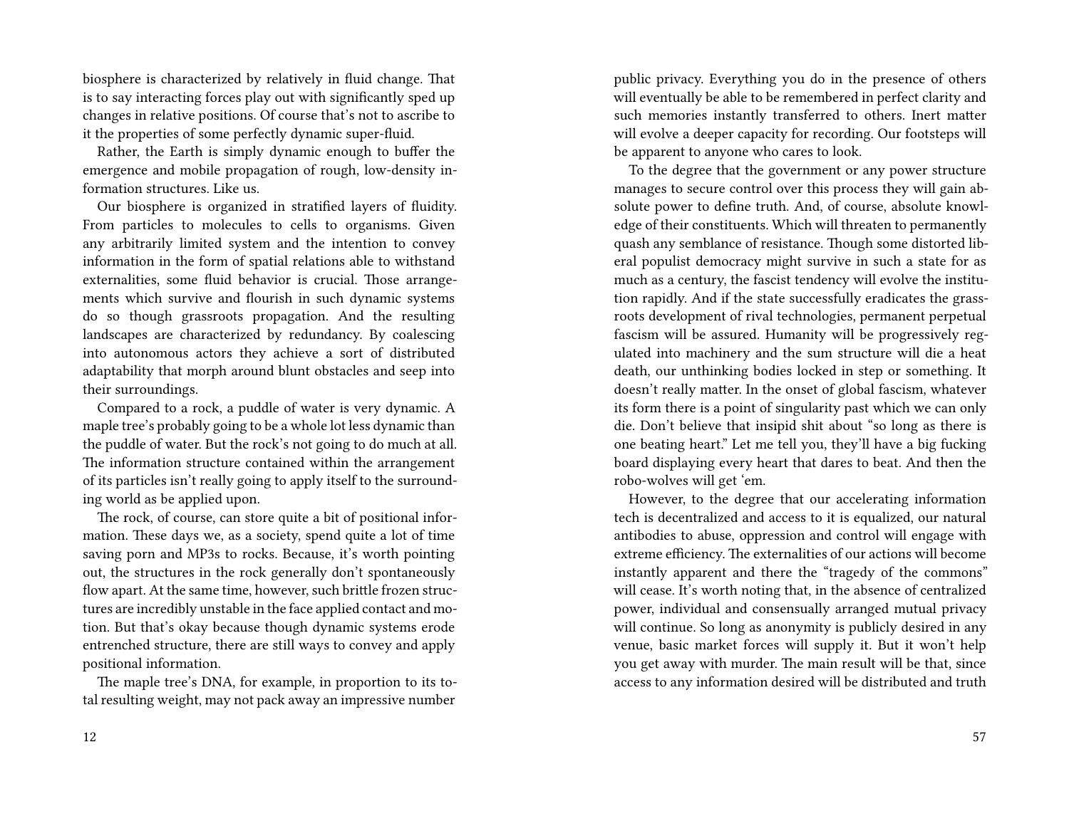biosphere is characterized by relatively in fluid change. That is to say interacting forces play out with significantly sped up changes in relative positions. Of course that's not to ascribe to it the properties of some perfectly dynamic super-fluid.

Rather, the Earth is simply dynamic enough to buffer the emergence and mobile propagation of rough, low-density information structures. Like us.

Our biosphere is organized in stratified layers of fluidity. From particles to molecules to cells to organisms. Given any arbitrarily limited system and the intention to convey information in the form of spatial relations able to withstand externalities, some fluid behavior is crucial. Those arrangements which survive and flourish in such dynamic systems do so though grassroots propagation. And the resulting landscapes are characterized by redundancy. By coalescing into autonomous actors they achieve a sort of distributed adaptability that morph around blunt obstacles and seep into their surroundings.

Compared to a rock, a puddle of water is very dynamic. A maple tree's probably going to be a whole lot less dynamic than the puddle of water. But the rock's not going to do much at all. The information structure contained within the arrangement of its particles isn't really going to apply itself to the surrounding world as be applied upon.

The rock, of course, can store quite a bit of positional information. These days we, as a society, spend quite a lot of time saving porn and MP3s to rocks. Because, it's worth pointing out, the structures in the rock generally don't spontaneously flow apart. At the same time, however, such brittle frozen structures are incredibly unstable in the face applied contact and motion. But that's okay because though dynamic systems erode entrenched structure, there are still ways to convey and apply positional information.

The maple tree's DNA, for example, in proportion to its total resulting weight, may not pack away an impressive number

public privacy. Everything you do in the presence of others will eventually be able to be remembered in perfect clarity and such memories instantly transferred to others. Inert matter will evolve a deeper capacity for recording. Our footsteps will be apparent to anyone who cares to look.

To the degree that the government or any power structure manages to secure control over this process they will gain absolute power to define truth. And, of course, absolute knowledge of their constituents. Which will threaten to permanently quash any semblance of resistance. Though some distorted liberal populist democracy might survive in such a state for as much as a century, the fascist tendency will evolve the institution rapidly. And if the state successfully eradicates the grassroots development of rival technologies, permanent perpetual fascism will be assured. Humanity will be progressively regulated into machinery and the sum structure will die a heat death, our unthinking bodies locked in step or something. It doesn't really matter. In the onset of global fascism, whatever its form there is a point of singularity past which we can only die. Don't believe that insipid shit about "so long as there is one beating heart." Let me tell you, they'll have a big fucking board displaying every heart that dares to beat. And then the robo-wolves will get 'em.

However, to the degree that our accelerating information tech is decentralized and access to it is equalized, our natural antibodies to abuse, oppression and control will engage with extreme efficiency. The externalities of our actions will become instantly apparent and there the "tragedy of the commons" will cease. It's worth noting that, in the absence of centralized power, individual and consensually arranged mutual privacy will continue. So long as anonymity is publicly desired in any venue, basic market forces will supply it. But it won't help you get away with murder. The main result will be that, since access to any information desired will be distributed and truth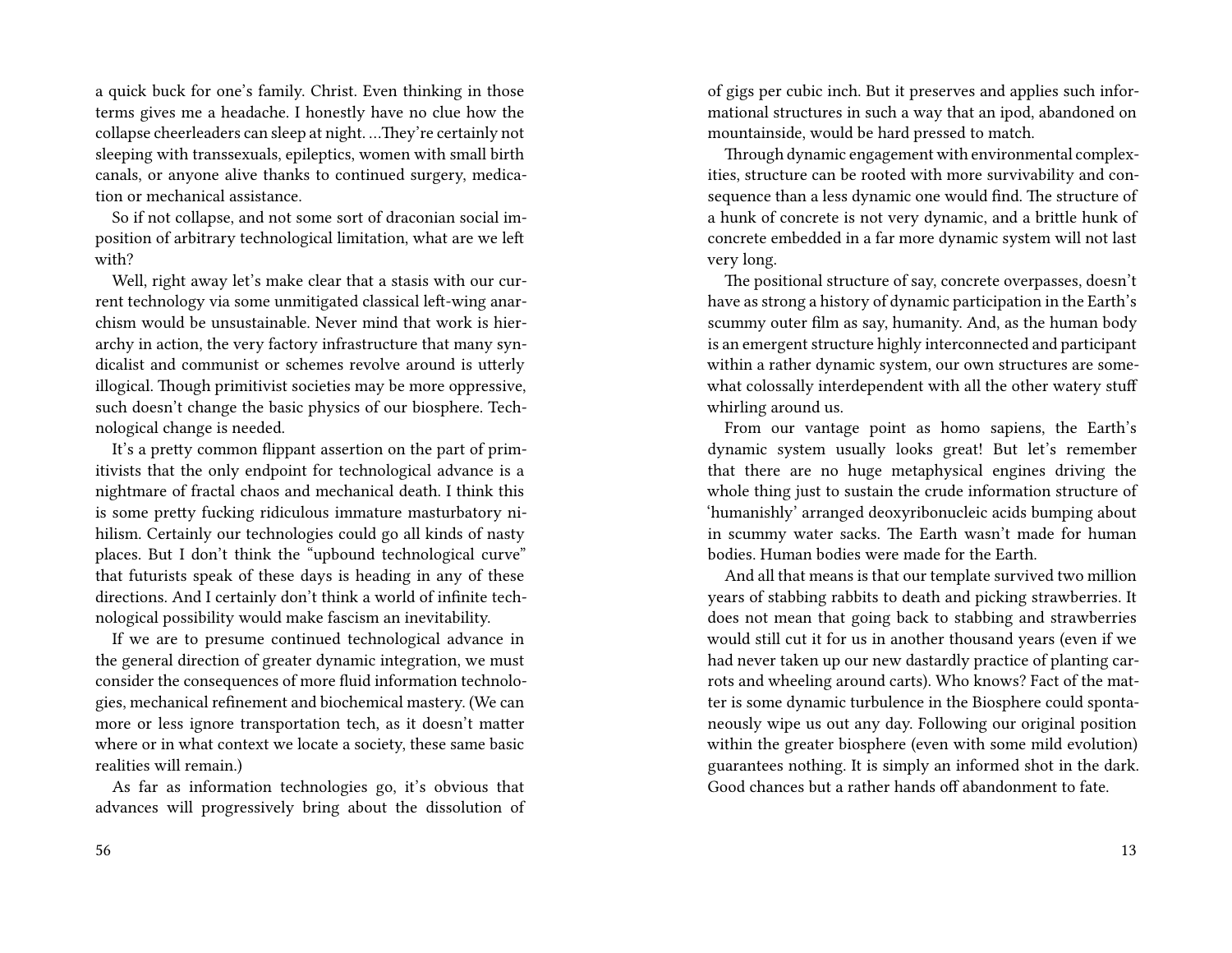a quick buck for one's family. Christ. Even thinking in those terms gives me a headache. I honestly have no clue how the collapse cheerleaders can sleep at night. …They're certainly not sleeping with transsexuals, epileptics, women with small birth canals, or anyone alive thanks to continued surgery, medication or mechanical assistance.

So if not collapse, and not some sort of draconian social imposition of arbitrary technological limitation, what are we left with?

Well, right away let's make clear that a stasis with our current technology via some unmitigated classical left-wing anarchism would be unsustainable. Never mind that work is hierarchy in action, the very factory infrastructure that many syndicalist and communist or schemes revolve around is utterly illogical. Though primitivist societies may be more oppressive, such doesn't change the basic physics of our biosphere. Technological change is needed.

It's a pretty common flippant assertion on the part of primitivists that the only endpoint for technological advance is a nightmare of fractal chaos and mechanical death. I think this is some pretty fucking ridiculous immature masturbatory nihilism. Certainly our technologies could go all kinds of nasty places. But I don't think the "upbound technological curve" that futurists speak of these days is heading in any of these directions. And I certainly don't think a world of infinite technological possibility would make fascism an inevitability.

If we are to presume continued technological advance in the general direction of greater dynamic integration, we must consider the consequences of more fluid information technologies, mechanical refinement and biochemical mastery. (We can more or less ignore transportation tech, as it doesn't matter where or in what context we locate a society, these same basic realities will remain.)

As far as information technologies go, it's obvious that advances will progressively bring about the dissolution of

of gigs per cubic inch. But it preserves and applies such informational structures in such a way that an ipod, abandoned on mountainside, would be hard pressed to match.

Through dynamic engagement with environmental complexities, structure can be rooted with more survivability and consequence than a less dynamic one would find. The structure of a hunk of concrete is not very dynamic, and a brittle hunk of concrete embedded in a far more dynamic system will not last very long.

The positional structure of say, concrete overpasses, doesn't have as strong a history of dynamic participation in the Earth's scummy outer film as say, humanity. And, as the human body is an emergent structure highly interconnected and participant within a rather dynamic system, our own structures are somewhat colossally interdependent with all the other watery stuff whirling around us.

From our vantage point as homo sapiens, the Earth's dynamic system usually looks great! But let's remember that there are no huge metaphysical engines driving the whole thing just to sustain the crude information structure of 'humanishly' arranged deoxyribonucleic acids bumping about in scummy water sacks. The Earth wasn't made for human bodies. Human bodies were made for the Earth.

And all that means is that our template survived two million years of stabbing rabbits to death and picking strawberries. It does not mean that going back to stabbing and strawberries would still cut it for us in another thousand years (even if we had never taken up our new dastardly practice of planting carrots and wheeling around carts). Who knows? Fact of the matter is some dynamic turbulence in the Biosphere could spontaneously wipe us out any day. Following our original position within the greater biosphere (even with some mild evolution) guarantees nothing. It is simply an informed shot in the dark. Good chances but a rather hands off abandonment to fate.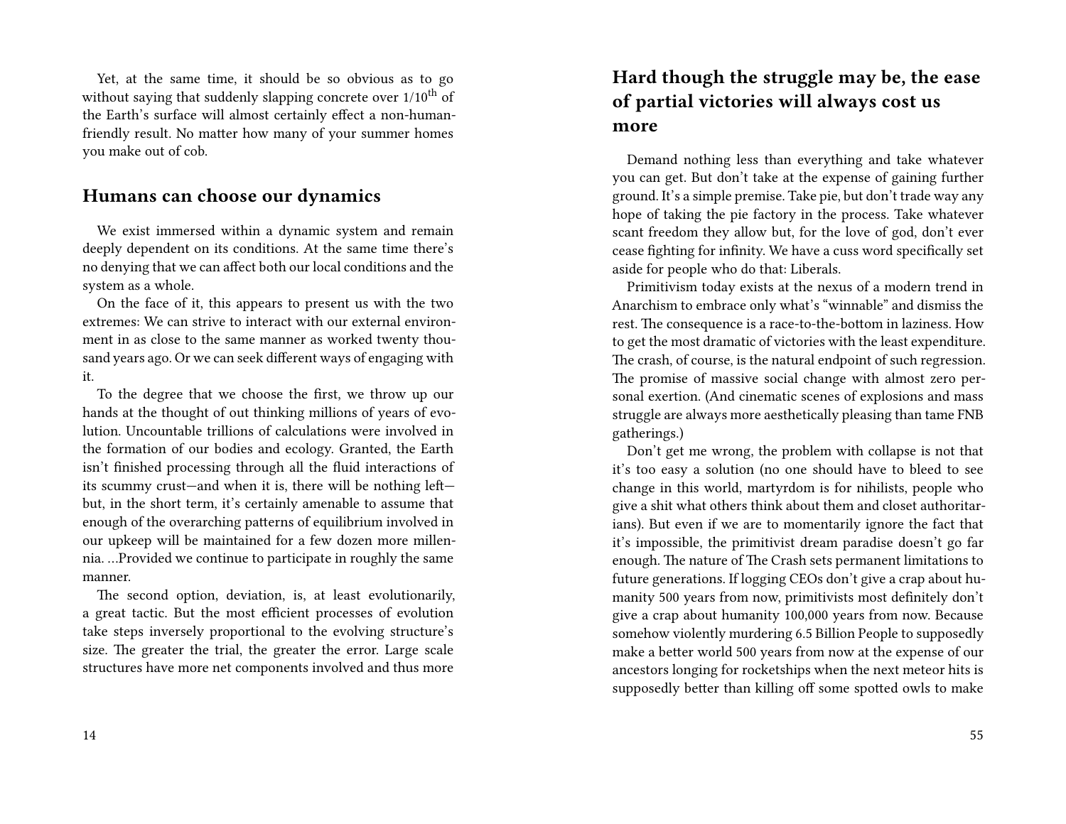Yet, at the same time, it should be so obvious as to go without saying that suddenly slapping concrete over 1/10$^{th}$ of the Earth's surface will almost certainly effect a non-human-friendly result. No matter how many of your summer homes you make out of cob.

## Humans can choose our dynamics

We exist immersed within a dynamic system and remain deeply dependent on its conditions. At the same time there's no denying that we can affect both our local conditions and the system as a whole.

On the face of it, this appears to present us with the two extremes: We can strive to interact with our external environment in as close to the same manner as worked twenty thousand years ago. Or we can seek different ways of engaging with it.

To the degree that we choose the first, we throw up our hands at the thought of out thinking millions of years of evolution. Uncountable trillions of calculations were involved in the formation of our bodies and ecology. Granted, the Earth isn't finished processing through all the fluid interactions of its scummy crust—and when it is, there will be nothing left—but, in the short term, it's certainly amenable to assume that enough of the overarching patterns of equilibrium involved in our upkeep will be maintained for a few dozen more millennia. …Provided we continue to participate in roughly the same manner.

The second option, deviation, is, at least evolutionarily, a great tactic. But the most efficient processes of evolution take steps inversely proportional to the evolving structure's size. The greater the trial, the greater the error. Large scale structures have more net components involved and thus more

## Hard though the struggle may be, the ease of partial victories will always cost us more

Demand nothing less than everything and take whatever you can get. But don't take at the expense of gaining further ground. It's a simple premise. Take pie, but don't trade way any hope of taking the pie factory in the process. Take whatever scant freedom they allow but, for the love of god, don't ever cease fighting for infinity. We have a cuss word specifically set aside for people who do that: Liberals.

Primitivism today exists at the nexus of a modern trend in Anarchism to embrace only what's "winnable" and dismiss the rest. The consequence is a race-to-the-bottom in laziness. How to get the most dramatic of victories with the least expenditure. The crash, of course, is the natural endpoint of such regression. The promise of massive social change with almost zero personal exertion. (And cinematic scenes of explosions and mass struggle are always more aesthetically pleasing than tame FNB gatherings.)

Don't get me wrong, the problem with collapse is not that it's too easy a solution (no one should have to bleed to see change in this world, martyrdom is for nihilists, people who give a shit what others think about them and closet authoritarians). But even if we are to momentarily ignore the fact that it's impossible, the primitivist dream paradise doesn't go far enough. The nature of The Crash sets permanent limitations to future generations. If logging CEOs don't give a crap about humanity 500 years from now, primitivists most definitely don't give a crap about humanity 100,000 years from now. Because somehow violently murdering 6.5 Billion People to supposedly make a better world 500 years from now at the expense of our ancestors longing for rocketships when the next meteor hits is supposedly better than killing off some spotted owls to make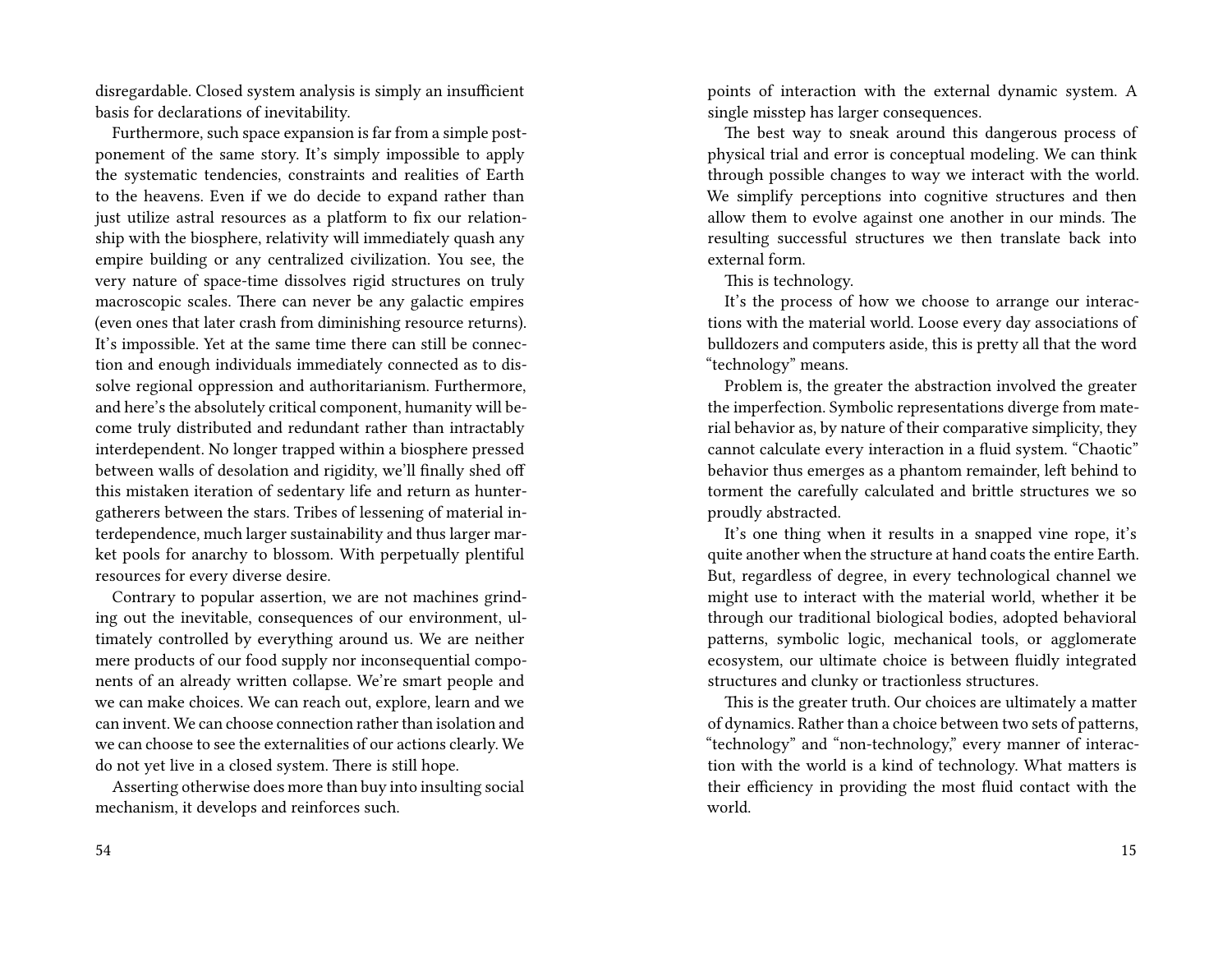disregardable. Closed system analysis is simply an insufficient basis for declarations of inevitability.

Furthermore, such space expansion is far from a simple postponement of the same story. It's simply impossible to apply the systematic tendencies, constraints and realities of Earth to the heavens. Even if we do decide to expand rather than just utilize astral resources as a platform to fix our relationship with the biosphere, relativity will immediately quash any empire building or any centralized civilization. You see, the very nature of space-time dissolves rigid structures on truly macroscopic scales. There can never be any galactic empires (even ones that later crash from diminishing resource returns). It's impossible. Yet at the same time there can still be connection and enough individuals immediately connected as to dissolve regional oppression and authoritarianism. Furthermore, and here's the absolutely critical component, humanity will become truly distributed and redundant rather than intractably interdependent. No longer trapped within a biosphere pressed between walls of desolation and rigidity, we'll finally shed off this mistaken iteration of sedentary life and return as hunter-gatherers between the stars. Tribes of lessening of material interdependence, much larger sustainability and thus larger market pools for anarchy to blossom. With perpetually plentiful resources for every diverse desire.

Contrary to popular assertion, we are not machines grinding out the inevitable, consequences of our environment, ultimately controlled by everything around us. We are neither mere products of our food supply nor inconsequential components of an already written collapse. We're smart people and we can make choices. We can reach out, explore, learn and we can invent. We can choose connection rather than isolation and we can choose to see the externalities of our actions clearly. We do not yet live in a closed system. There is still hope.

Asserting otherwise does more than buy into insulting social mechanism, it develops and reinforces such.

points of interaction with the external dynamic system. A single misstep has larger consequences.

The best way to sneak around this dangerous process of physical trial and error is conceptual modeling. We can think through possible changes to way we interact with the world. We simplify perceptions into cognitive structures and then allow them to evolve against one another in our minds. The resulting successful structures we then translate back into external form.

This is technology.

It's the process of how we choose to arrange our interactions with the material world. Loose every day associations of bulldozers and computers aside, this is pretty all that the word "technology" means.

Problem is, the greater the abstraction involved the greater the imperfection. Symbolic representations diverge from material behavior as, by nature of their comparative simplicity, they cannot calculate every interaction in a fluid system. "Chaotic" behavior thus emerges as a phantom remainder, left behind to torment the carefully calculated and brittle structures we so proudly abstracted.

It's one thing when it results in a snapped vine rope, it's quite another when the structure at hand coats the entire Earth. But, regardless of degree, in every technological channel we might use to interact with the material world, whether it be through our traditional biological bodies, adopted behavioral patterns, symbolic logic, mechanical tools, or agglomerate ecosystem, our ultimate choice is between fluidly integrated structures and clunky or tractionless structures.

This is the greater truth. Our choices are ultimately a matter of dynamics. Rather than a choice between two sets of patterns, "technology" and "non-technology," every manner of interaction with the world is a kind of technology. What matters is their efficiency in providing the most fluid contact with the world.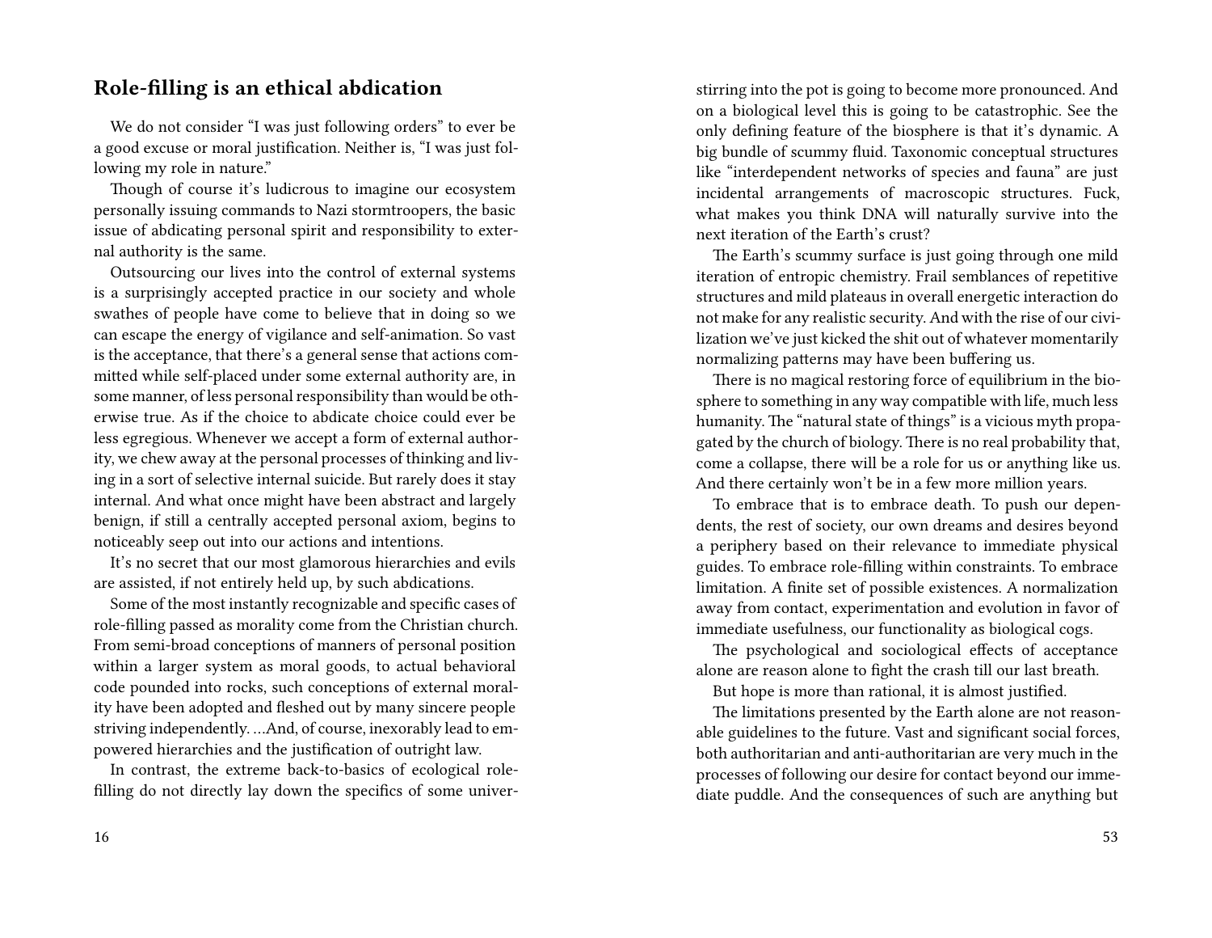## Role-filling is an ethical abdication

We do not consider "I was just following orders" to ever be a good excuse or moral justification. Neither is, "I was just following my role in nature."

Though of course it's ludicrous to imagine our ecosystem personally issuing commands to Nazi stormtroopers, the basic issue of abdicating personal spirit and responsibility to external authority is the same.

Outsourcing our lives into the control of external systems is a surprisingly accepted practice in our society and whole swathes of people have come to believe that in doing so we can escape the energy of vigilance and self-animation. So vast is the acceptance, that there's a general sense that actions committed while self-placed under some external authority are, in some manner, of less personal responsibility than would be otherwise true. As if the choice to abdicate choice could ever be less egregious. Whenever we accept a form of external authority, we chew away at the personal processes of thinking and living in a sort of selective internal suicide. But rarely does it stay internal. And what once might have been abstract and largely benign, if still a centrally accepted personal axiom, begins to noticeably seep out into our actions and intentions.

It's no secret that our most glamorous hierarchies and evils are assisted, if not entirely held up, by such abdications.

Some of the most instantly recognizable and specific cases of role-filling passed as morality come from the Christian church. From semi-broad conceptions of manners of personal position within a larger system as moral goods, to actual behavioral code pounded into rocks, such conceptions of external morality have been adopted and fleshed out by many sincere people striving independently. …And, of course, inexorably lead to empowered hierarchies and the justification of outright law.

In contrast, the extreme back-to-basics of ecological role-filling do not directly lay down the specifics of some univer-

stirring into the pot is going to become more pronounced. And on a biological level this is going to be catastrophic. See the only defining feature of the biosphere is that it's dynamic. A big bundle of scummy fluid. Taxonomic conceptual structures like "interdependent networks of species and fauna" are just incidental arrangements of macroscopic structures. Fuck, what makes you think DNA will naturally survive into the next iteration of the Earth's crust?

The Earth's scummy surface is just going through one mild iteration of entropic chemistry. Frail semblances of repetitive structures and mild plateaus in overall energetic interaction do not make for any realistic security. And with the rise of our civilization we've just kicked the shit out of whatever momentarily normalizing patterns may have been buffering us.

There is no magical restoring force of equilibrium in the biosphere to something in any way compatible with life, much less humanity. The "natural state of things" is a vicious myth propagated by the church of biology. There is no real probability that, come a collapse, there will be a role for us or anything like us. And there certainly won't be in a few more million years.

To embrace that is to embrace death. To push our dependents, the rest of society, our own dreams and desires beyond a periphery based on their relevance to immediate physical guides. To embrace role-filling within constraints. To embrace limitation. A finite set of possible existences. A normalization away from contact, experimentation and evolution in favor of immediate usefulness, our functionality as biological cogs.

The psychological and sociological effects of acceptance alone are reason alone to fight the crash till our last breath.

But hope is more than rational, it is almost justified.

The limitations presented by the Earth alone are not reasonable guidelines to the future. Vast and significant social forces, both authoritarian and anti-authoritarian are very much in the processes of following our desire for contact beyond our immediate puddle. And the consequences of such are anything but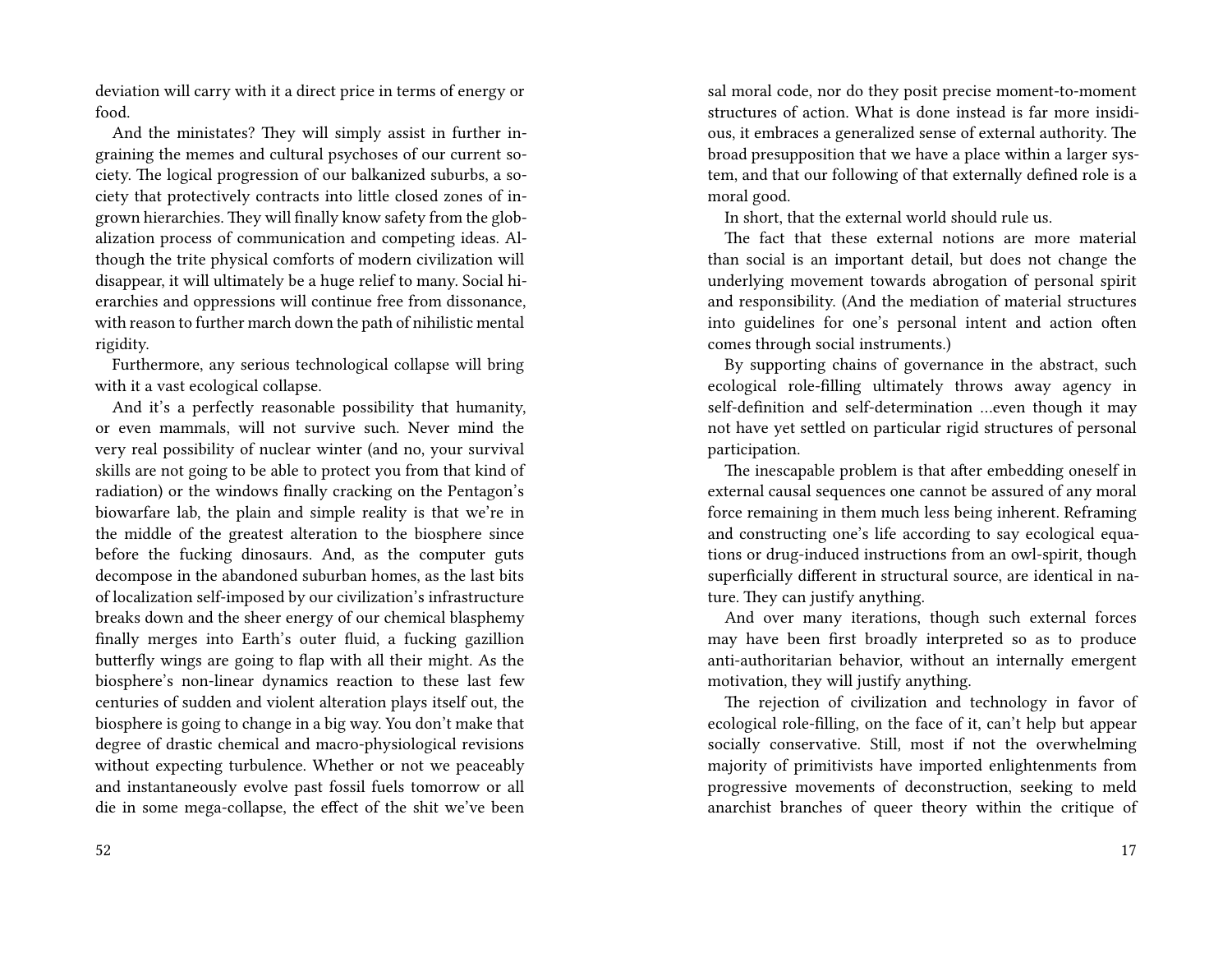deviation will carry with it a direct price in terms of energy or food.

And the ministates? They will simply assist in further ingraining the memes and cultural psychoses of our current society. The logical progression of our balkanized suburbs, a society that protectively contracts into little closed zones of ingrown hierarchies. They will finally know safety from the globalization process of communication and competing ideas. Although the trite physical comforts of modern civilization will disappear, it will ultimately be a huge relief to many. Social hierarchies and oppressions will continue free from dissonance, with reason to further march down the path of nihilistic mental rigidity.

Furthermore, any serious technological collapse will bring with it a vast ecological collapse.

And it's a perfectly reasonable possibility that humanity, or even mammals, will not survive such. Never mind the very real possibility of nuclear winter (and no, your survival skills are not going to be able to protect you from that kind of radiation) or the windows finally cracking on the Pentagon's biowarfare lab, the plain and simple reality is that we're in the middle of the greatest alteration to the biosphere since before the fucking dinosaurs. And, as the computer guts decompose in the abandoned suburban homes, as the last bits of localization self-imposed by our civilization's infrastructure breaks down and the sheer energy of our chemical blasphemy finally merges into Earth's outer fluid, a fucking gazillion butterfly wings are going to flap with all their might. As the biosphere's non-linear dynamics reaction to these last few centuries of sudden and violent alteration plays itself out, the biosphere is going to change in a big way. You don't make that degree of drastic chemical and macro-physiological revisions without expecting turbulence. Whether or not we peaceably and instantaneously evolve past fossil fuels tomorrow or all die in some mega-collapse, the effect of the shit we've been

sal moral code, nor do they posit precise moment-to-moment structures of action. What is done instead is far more insidious, it embraces a generalized sense of external authority. The broad presupposition that we have a place within a larger system, and that our following of that externally defined role is a moral good.

In short, that the external world should rule us.

The fact that these external notions are more material than social is an important detail, but does not change the underlying movement towards abrogation of personal spirit and responsibility. (And the mediation of material structures into guidelines for one's personal intent and action often comes through social instruments.)

By supporting chains of governance in the abstract, such ecological role-filling ultimately throws away agency in self-definition and self-determination …even though it may not have yet settled on particular rigid structures of personal participation.

The inescapable problem is that after embedding oneself in external causal sequences one cannot be assured of any moral force remaining in them much less being inherent. Reframing and constructing one's life according to say ecological equations or drug-induced instructions from an owl-spirit, though superficially different in structural source, are identical in nature. They can justify anything.

And over many iterations, though such external forces may have been first broadly interpreted so as to produce anti-authoritarian behavior, without an internally emergent motivation, they will justify anything.

The rejection of civilization and technology in favor of ecological role-filling, on the face of it, can't help but appear socially conservative. Still, most if not the overwhelming majority of primitivists have imported enlightenments from progressive movements of deconstruction, seeking to meld anarchist branches of queer theory within the critique of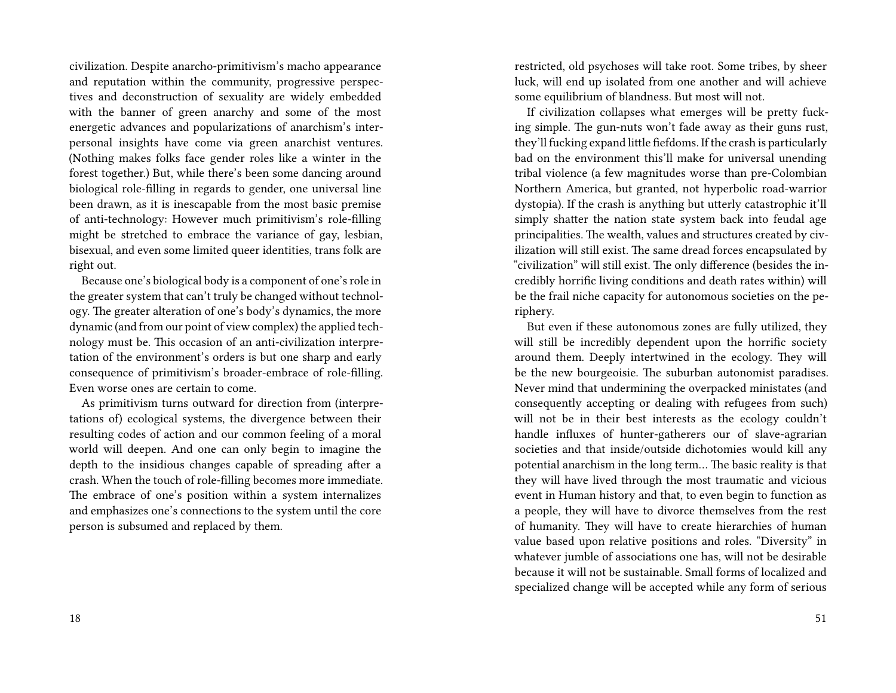civilization. Despite anarcho-primitivism's macho appearance and reputation within the community, progressive perspectives and deconstruction of sexuality are widely embedded with the banner of green anarchy and some of the most energetic advances and popularizations of anarchism's interpersonal insights have come via green anarchist ventures. (Nothing makes folks face gender roles like a winter in the forest together.) But, while there's been some dancing around biological role-filling in regards to gender, one universal line been drawn, as it is inescapable from the most basic premise of anti-technology: However much primitivism's role-filling might be stretched to embrace the variance of gay, lesbian, bisexual, and even some limited queer identities, trans folk are right out.

Because one's biological body is a component of one's role in the greater system that can't truly be changed without technology. The greater alteration of one's body's dynamics, the more dynamic (and from our point of view complex) the applied technology must be. This occasion of an anti-civilization interpretation of the environment's orders is but one sharp and early consequence of primitivism's broader-embrace of role-filling. Even worse ones are certain to come.

As primitivism turns outward for direction from (interpretations of) ecological systems, the divergence between their resulting codes of action and our common feeling of a moral world will deepen. And one can only begin to imagine the depth to the insidious changes capable of spreading after a crash. When the touch of role-filling becomes more immediate. The embrace of one's position within a system internalizes and emphasizes one's connections to the system until the core person is subsumed and replaced by them.

restricted, old psychoses will take root. Some tribes, by sheer luck, will end up isolated from one another and will achieve some equilibrium of blandness. But most will not.

If civilization collapses what emerges will be pretty fucking simple. The gun-nuts won't fade away as their guns rust, they'll fucking expand little fiefdoms. If the crash is particularly bad on the environment this'll make for universal unending tribal violence (a few magnitudes worse than pre-Colombian Northern America, but granted, not hyperbolic road-warrior dystopia). If the crash is anything but utterly catastrophic it'll simply shatter the nation state system back into feudal age principalities. The wealth, values and structures created by civilization will still exist. The same dread forces encapsulated by "civilization" will still exist. The only difference (besides the incredibly horrific living conditions and death rates within) will be the frail niche capacity for autonomous societies on the periphery.

But even if these autonomous zones are fully utilized, they will still be incredibly dependent upon the horrific society around them. Deeply intertwined in the ecology. They will be the new bourgeoisie. The suburban autonomist paradises. Never mind that undermining the overpacked ministates (and consequently accepting or dealing with refugees from such) will not be in their best interests as the ecology couldn't handle influxes of hunter-gatherers our of slave-agrarian societies and that inside/outside dichotomies would kill any potential anarchism in the long term… The basic reality is that they will have lived through the most traumatic and vicious event in Human history and that, to even begin to function as a people, they will have to divorce themselves from the rest of humanity. They will have to create hierarchies of human value based upon relative positions and roles. "Diversity" in whatever jumble of associations one has, will not be desirable because it will not be sustainable. Small forms of localized and specialized change will be accepted while any form of serious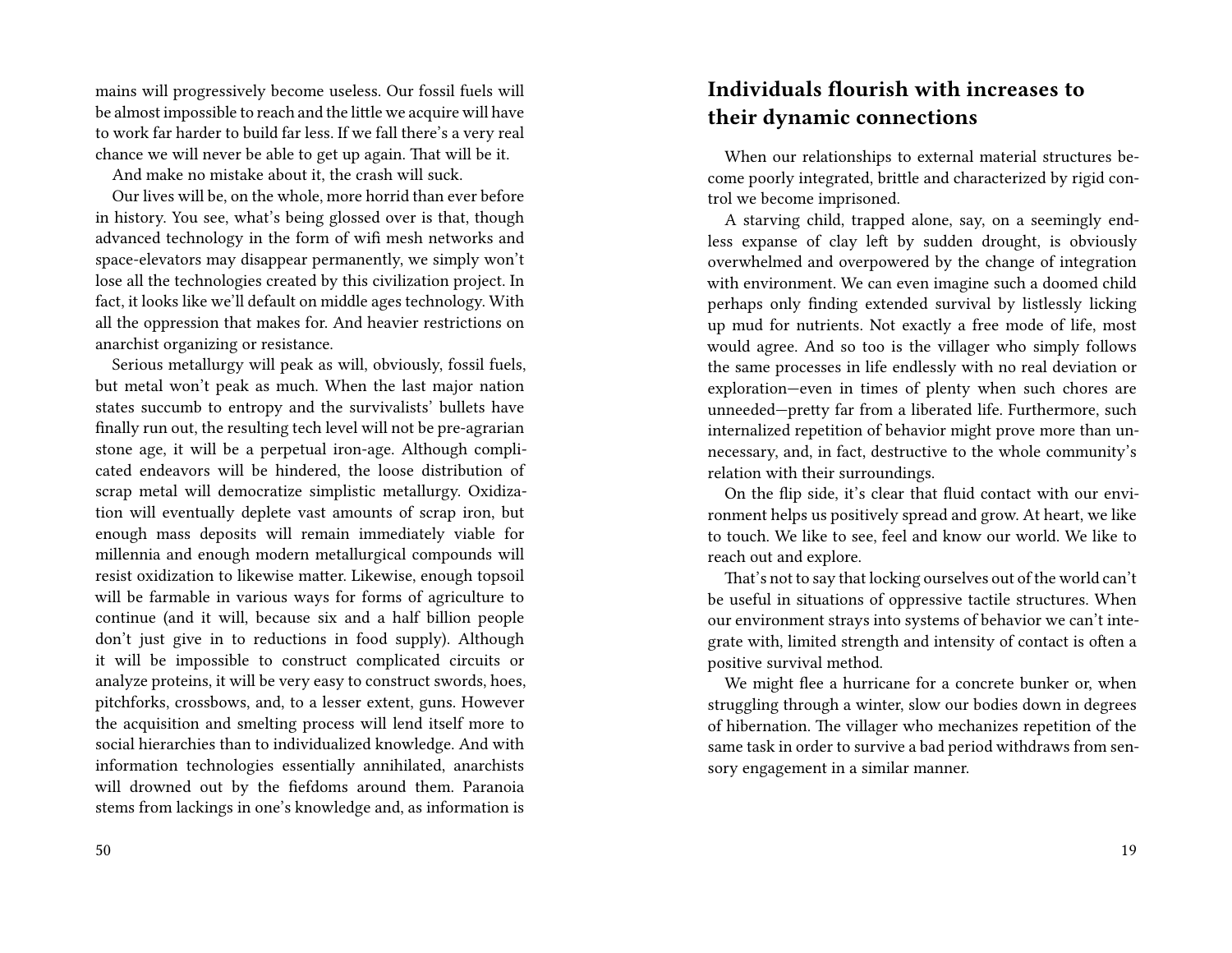mains will progressively become useless. Our fossil fuels will be almost impossible to reach and the little we acquire will have to work far harder to build far less. If we fall there's a very real chance we will never be able to get up again. That will be it.

And make no mistake about it, the crash will suck.

Our lives will be, on the whole, more horrid than ever before in history. You see, what's being glossed over is that, though advanced technology in the form of wifi mesh networks and space-elevators may disappear permanently, we simply won't lose all the technologies created by this civilization project. In fact, it looks like we'll default on middle ages technology. With all the oppression that makes for. And heavier restrictions on anarchist organizing or resistance.

Serious metallurgy will peak as will, obviously, fossil fuels, but metal won't peak as much. When the last major nation states succumb to entropy and the survivalists' bullets have finally run out, the resulting tech level will not be pre-agrarian stone age, it will be a perpetual iron-age. Although complicated endeavors will be hindered, the loose distribution of scrap metal will democratize simplistic metallurgy. Oxidization will eventually deplete vast amounts of scrap iron, but enough mass deposits will remain immediately viable for millennia and enough modern metallurgical compounds will resist oxidization to likewise matter. Likewise, enough topsoil will be farmable in various ways for forms of agriculture to continue (and it will, because six and a half billion people don't just give in to reductions in food supply). Although it will be impossible to construct complicated circuits or analyze proteins, it will be very easy to construct swords, hoes, pitchforks, crossbows, and, to a lesser extent, guns. However the acquisition and smelting process will lend itself more to social hierarchies than to individualized knowledge. And with information technologies essentially annihilated, anarchists will drowned out by the fiefdoms around them. Paranoia stems from lackings in one's knowledge and, as information is

## Individuals flourish with increases to their dynamic connections

When our relationships to external material structures become poorly integrated, brittle and characterized by rigid control we become imprisoned.

A starving child, trapped alone, say, on a seemingly endless expanse of clay left by sudden drought, is obviously overwhelmed and overpowered by the change of integration with environment. We can even imagine such a doomed child perhaps only finding extended survival by listlessly licking up mud for nutrients. Not exactly a free mode of life, most would agree. And so too is the villager who simply follows the same processes in life endlessly with no real deviation or exploration—even in times of plenty when such chores are unneeded—pretty far from a liberated life. Furthermore, such internalized repetition of behavior might prove more than unnecessary, and, in fact, destructive to the whole community's relation with their surroundings.

On the flip side, it's clear that fluid contact with our environment helps us positively spread and grow. At heart, we like to touch. We like to see, feel and know our world. We like to reach out and explore.

That's not to say that locking ourselves out of the world can't be useful in situations of oppressive tactile structures. When our environment strays into systems of behavior we can't integrate with, limited strength and intensity of contact is often a positive survival method.

We might flee a hurricane for a concrete bunker or, when struggling through a winter, slow our bodies down in degrees of hibernation. The villager who mechanizes repetition of the same task in order to survive a bad period withdraws from sensory engagement in a similar manner.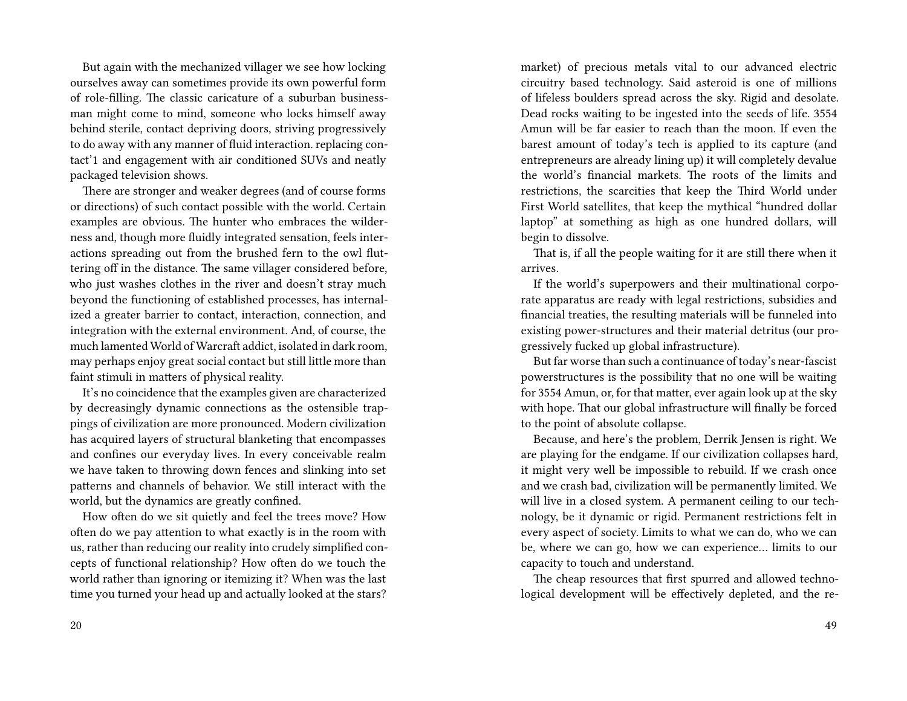But again with the mechanized villager we see how locking ourselves away can sometimes provide its own powerful form of role-filling. The classic caricature of a suburban businessman might come to mind, someone who locks himself away behind sterile, contact depriving doors, striving progressively to do away with any manner of fluid interaction. replacing contact'1 and engagement with air conditioned SUVs and neatly packaged television shows.

There are stronger and weaker degrees (and of course forms or directions) of such contact possible with the world. Certain examples are obvious. The hunter who embraces the wilderness and, though more fluidly integrated sensation, feels interactions spreading out from the brushed fern to the owl fluttering off in the distance. The same villager considered before, who just washes clothes in the river and doesn't stray much beyond the functioning of established processes, has internalized a greater barrier to contact, interaction, connection, and integration with the external environment. And, of course, the much lamented World of Warcraft addict, isolated in dark room, may perhaps enjoy great social contact but still little more than faint stimuli in matters of physical reality.

It's no coincidence that the examples given are characterized by decreasingly dynamic connections as the ostensible trappings of civilization are more pronounced. Modern civilization has acquired layers of structural blanketing that encompasses and confines our everyday lives. In every conceivable realm we have taken to throwing down fences and slinking into set patterns and channels of behavior. We still interact with the world, but the dynamics are greatly confined.

How often do we sit quietly and feel the trees move? How often do we pay attention to what exactly is in the room with us, rather than reducing our reality into crudely simplified concepts of functional relationship? How often do we touch the world rather than ignoring or itemizing it? When was the last time you turned your head up and actually looked at the stars?

market) of precious metals vital to our advanced electric circuitry based technology. Said asteroid is one of millions of lifeless boulders spread across the sky. Rigid and desolate. Dead rocks waiting to be ingested into the seeds of life. 3554 Amun will be far easier to reach than the moon. If even the barest amount of today's tech is applied to its capture (and entrepreneurs are already lining up) it will completely devalue the world's financial markets. The roots of the limits and restrictions, the scarcities that keep the Third World under First World satellites, that keep the mythical "hundred dollar laptop" at something as high as one hundred dollars, will begin to dissolve.

That is, if all the people waiting for it are still there when it arrives.

If the world's superpowers and their multinational corporate apparatus are ready with legal restrictions, subsidies and financial treaties, the resulting materials will be funneled into existing power-structures and their material detritus (our progressively fucked up global infrastructure).

But far worse than such a continuance of today's near-fascist powerstructures is the possibility that no one will be waiting for 3554 Amun, or, for that matter, ever again look up at the sky with hope. That our global infrastructure will finally be forced to the point of absolute collapse.

Because, and here's the problem, Derrik Jensen is right. We are playing for the endgame. If our civilization collapses hard, it might very well be impossible to rebuild. If we crash once and we crash bad, civilization will be permanently limited. We will live in a closed system. A permanent ceiling to our technology, be it dynamic or rigid. Permanent restrictions felt in every aspect of society. Limits to what we can do, who we can be, where we can go, how we can experience… limits to our capacity to touch and understand.

The cheap resources that first spurred and allowed technological development will be effectively depleted, and the re-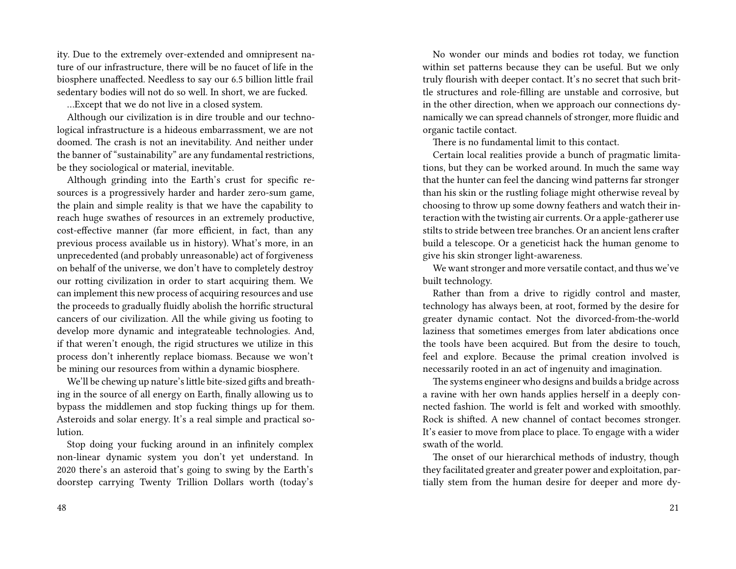ity. Due to the extremely over-extended and omnipresent nature of our infrastructure, there will be no faucet of life in the biosphere unaffected. Needless to say our 6.5 billion little frail sedentary bodies will not do so well. In short, we are fucked.

…Except that we do not live in a closed system.

Although our civilization is in dire trouble and our technological infrastructure is a hideous embarrassment, we are not doomed. The crash is not an inevitability. And neither under the banner of "sustainability" are any fundamental restrictions, be they sociological or material, inevitable.

Although grinding into the Earth's crust for specific resources is a progressively harder and harder zero-sum game, the plain and simple reality is that we have the capability to reach huge swathes of resources in an extremely productive, cost-effective manner (far more efficient, in fact, than any previous process available us in history). What's more, in an unprecedented (and probably unreasonable) act of forgiveness on behalf of the universe, we don't have to completely destroy our rotting civilization in order to start acquiring them. We can implement this new process of acquiring resources and use the proceeds to gradually fluidly abolish the horrific structural cancers of our civilization. All the while giving us footing to develop more dynamic and integrateable technologies. And, if that weren't enough, the rigid structures we utilize in this process don't inherently replace biomass. Because we won't be mining our resources from within a dynamic biosphere.

We'll be chewing up nature's little bite-sized gifts and breathing in the source of all energy on Earth, finally allowing us to bypass the middlemen and stop fucking things up for them. Asteroids and solar energy. It's a real simple and practical solution.

Stop doing your fucking around in an infinitely complex non-linear dynamic system you don't yet understand. In 2020 there's an asteroid that's going to swing by the Earth's doorstep carrying Twenty Trillion Dollars worth (today's

No wonder our minds and bodies rot today, we function within set patterns because they can be useful. But we only truly flourish with deeper contact. It's no secret that such brittle structures and role-filling are unstable and corrosive, but in the other direction, when we approach our connections dynamically we can spread channels of stronger, more fluidic and organic tactile contact.

There is no fundamental limit to this contact.

Certain local realities provide a bunch of pragmatic limitations, but they can be worked around. In much the same way that the hunter can feel the dancing wind patterns far stronger than his skin or the rustling foliage might otherwise reveal by choosing to throw up some downy feathers and watch their interaction with the twisting air currents. Or a apple-gatherer use stilts to stride between tree branches. Or an ancient lens crafter build a telescope. Or a geneticist hack the human genome to give his skin stronger light-awareness.

We want stronger and more versatile contact, and thus we've built technology.

Rather than from a drive to rigidly control and master, technology has always been, at root, formed by the desire for greater dynamic contact. Not the divorced-from-the-world laziness that sometimes emerges from later abdications once the tools have been acquired. But from the desire to touch, feel and explore. Because the primal creation involved is necessarily rooted in an act of ingenuity and imagination.

The systems engineer who designs and builds a bridge across a ravine with her own hands applies herself in a deeply connected fashion. The world is felt and worked with smoothly. Rock is shifted. A new channel of contact becomes stronger. It's easier to move from place to place. To engage with a wider swath of the world.

The onset of our hierarchical methods of industry, though they facilitated greater and greater power and exploitation, partially stem from the human desire for deeper and more dy-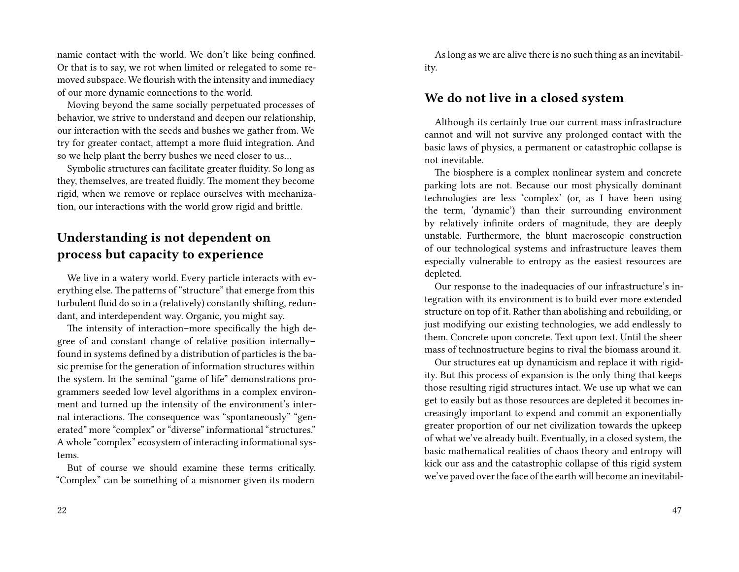namic contact with the world. We don't like being confined. Or that is to say, we rot when limited or relegated to some removed subspace. We flourish with the intensity and immediacy of our more dynamic connections to the world.

Moving beyond the same socially perpetuated processes of behavior, we strive to understand and deepen our relationship, our interaction with the seeds and bushes we gather from. We try for greater contact, attempt a more fluid integration. And so we help plant the berry bushes we need closer to us…

Symbolic structures can facilitate greater fluidity. So long as they, themselves, are treated fluidly. The moment they become rigid, when we remove or replace ourselves with mechanization, our interactions with the world grow rigid and brittle.

## Understanding is not dependent on process but capacity to experience

We live in a watery world. Every particle interacts with everything else. The patterns of "structure" that emerge from this turbulent fluid do so in a (relatively) constantly shifting, redundant, and interdependent way. Organic, you might say.

The intensity of interaction–more specifically the high degree of and constant change of relative position internally–found in systems defined by a distribution of particles is the basic premise for the generation of information structures within the system. In the seminal "game of life" demonstrations programmers seeded low level algorithms in a complex environment and turned up the intensity of the environment's internal interactions. The consequence was "spontaneously" "generated" more "complex" or "diverse" informational "structures." A whole "complex" ecosystem of interacting informational systems.

But of course we should examine these terms critically. "Complex" can be something of a misnomer given its modern

As long as we are alive there is no such thing as an inevitability.

## We do not live in a closed system

Although its certainly true our current mass infrastructure cannot and will not survive any prolonged contact with the basic laws of physics, a permanent or catastrophic collapse is not inevitable.

The biosphere is a complex nonlinear system and concrete parking lots are not. Because our most physically dominant technologies are less 'complex' (or, as I have been using the term, 'dynamic') than their surrounding environment by relatively infinite orders of magnitude, they are deeply unstable. Furthermore, the blunt macroscopic construction of our technological systems and infrastructure leaves them especially vulnerable to entropy as the easiest resources are depleted.

Our response to the inadequacies of our infrastructure's integration with its environment is to build ever more extended structure on top of it. Rather than abolishing and rebuilding, or just modifying our existing technologies, we add endlessly to them. Concrete upon concrete. Text upon text. Until the sheer mass of technostructure begins to rival the biomass around it.

Our structures eat up dynamicism and replace it with rigidity. But this process of expansion is the only thing that keeps those resulting rigid structures intact. We use up what we can get to easily but as those resources are depleted it becomes increasingly important to expend and commit an exponentially greater proportion of our net civilization towards the upkeep of what we've already built. Eventually, in a closed system, the basic mathematical realities of chaos theory and entropy will kick our ass and the catastrophic collapse of this rigid system we've paved over the face of the earth will become an inevitabil-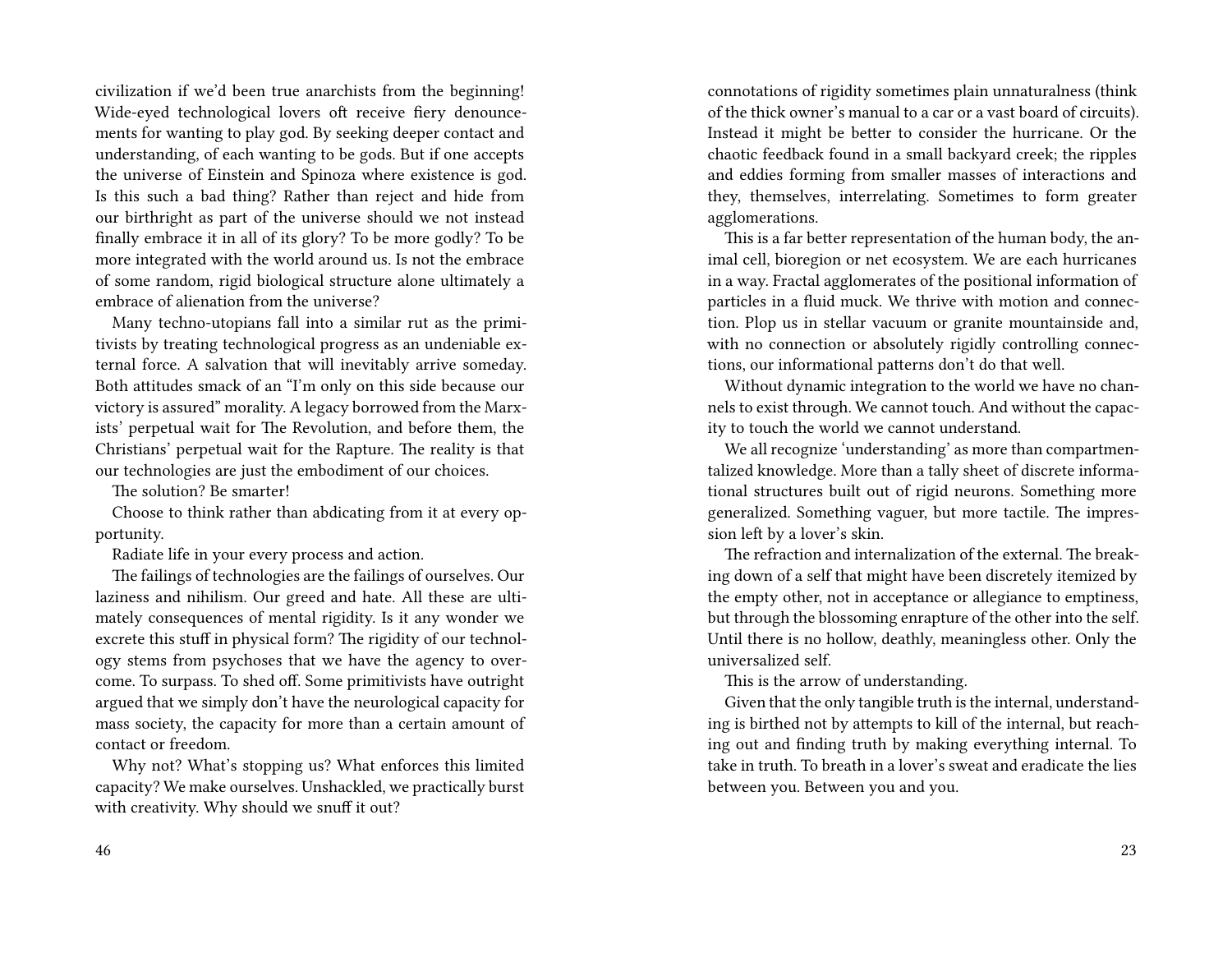civilization if we'd been true anarchists from the beginning! Wide-eyed technological lovers oft receive fiery denouncements for wanting to play god. By seeking deeper contact and understanding, of each wanting to be gods. But if one accepts the universe of Einstein and Spinoza where existence is god. Is this such a bad thing? Rather than reject and hide from our birthright as part of the universe should we not instead finally embrace it in all of its glory? To be more godly? To be more integrated with the world around us. Is not the embrace of some random, rigid biological structure alone ultimately a embrace of alienation from the universe?

Many techno-utopians fall into a similar rut as the primitivists by treating technological progress as an undeniable external force. A salvation that will inevitably arrive someday. Both attitudes smack of an "I'm only on this side because our victory is assured" morality. A legacy borrowed from the Marxists' perpetual wait for The Revolution, and before them, the Christians' perpetual wait for the Rapture. The reality is that our technologies are just the embodiment of our choices.

The solution? Be smarter!

Choose to think rather than abdicating from it at every opportunity.

Radiate life in your every process and action.

The failings of technologies are the failings of ourselves. Our laziness and nihilism. Our greed and hate. All these are ultimately consequences of mental rigidity. Is it any wonder we excrete this stuff in physical form? The rigidity of our technology stems from psychoses that we have the agency to overcome. To surpass. To shed off. Some primitivists have outright argued that we simply don't have the neurological capacity for mass society, the capacity for more than a certain amount of contact or freedom.

Why not? What's stopping us? What enforces this limited capacity? We make ourselves. Unshackled, we practically burst with creativity. Why should we snuff it out?

connotations of rigidity sometimes plain unnaturalness (think of the thick owner's manual to a car or a vast board of circuits). Instead it might be better to consider the hurricane. Or the chaotic feedback found in a small backyard creek; the ripples and eddies forming from smaller masses of interactions and they, themselves, interrelating. Sometimes to form greater agglomerations.

This is a far better representation of the human body, the animal cell, bioregion or net ecosystem. We are each hurricanes in a way. Fractal agglomerates of the positional information of particles in a fluid muck. We thrive with motion and connection. Plop us in stellar vacuum or granite mountainside and, with no connection or absolutely rigidly controlling connections, our informational patterns don't do that well.

Without dynamic integration to the world we have no channels to exist through. We cannot touch. And without the capacity to touch the world we cannot understand.

We all recognize 'understanding' as more than compartmentalized knowledge. More than a tally sheet of discrete informational structures built out of rigid neurons. Something more generalized. Something vaguer, but more tactile. The impression left by a lover's skin.

The refraction and internalization of the external. The breaking down of a self that might have been discretely itemized by the empty other, not in acceptance or allegiance to emptiness, but through the blossoming enrapture of the other into the self. Until there is no hollow, deathly, meaningless other. Only the universalized self.

This is the arrow of understanding.

Given that the only tangible truth is the internal, understanding is birthed not by attempts to kill of the internal, but reaching out and finding truth by making everything internal. To take in truth. To breath in a lover's sweat and eradicate the lies between you. Between you and you.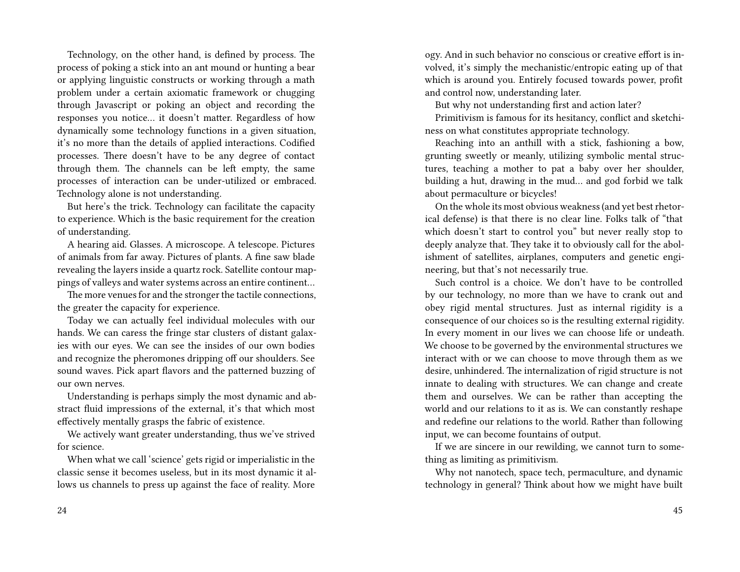Technology, on the other hand, is defined by process. The process of poking a stick into an ant mound or hunting a bear or applying linguistic constructs or working through a math problem under a certain axiomatic framework or chugging through Javascript or poking an object and recording the responses you notice… it doesn't matter. Regardless of how dynamically some technology functions in a given situation, it's no more than the details of applied interactions. Codified processes. There doesn't have to be any degree of contact through them. The channels can be left empty, the same processes of interaction can be under-utilized or embraced. Technology alone is not understanding.

But here's the trick. Technology can facilitate the capacity to experience. Which is the basic requirement for the creation of understanding.

A hearing aid. Glasses. A microscope. A telescope. Pictures of animals from far away. Pictures of plants. A fine saw blade revealing the layers inside a quartz rock. Satellite contour mappings of valleys and water systems across an entire continent…

The more venues for and the stronger the tactile connections, the greater the capacity for experience.

Today we can actually feel individual molecules with our hands. We can caress the fringe star clusters of distant galaxies with our eyes. We can see the insides of our own bodies and recognize the pheromones dripping off our shoulders. See sound waves. Pick apart flavors and the patterned buzzing of our own nerves.

Understanding is perhaps simply the most dynamic and abstract fluid impressions of the external, it's that which most effectively mentally grasps the fabric of existence.

We actively want greater understanding, thus we've strived for science.

When what we call 'science' gets rigid or imperialistic in the classic sense it becomes useless, but in its most dynamic it allows us channels to press up against the face of reality. More

ogy. And in such behavior no conscious or creative effort is involved, it's simply the mechanistic/entropic eating up of that which is around you. Entirely focused towards power, profit and control now, understanding later.

But why not understanding first and action later?

Primitivism is famous for its hesitancy, conflict and sketchiness on what constitutes appropriate technology.

Reaching into an anthill with a stick, fashioning a bow, grunting sweetly or meanly, utilizing symbolic mental structures, teaching a mother to pat a baby over her shoulder, building a hut, drawing in the mud… and god forbid we talk about permaculture or bicycles!

On the whole its most obvious weakness (and yet best rhetorical defense) is that there is no clear line. Folks talk of "that which doesn't start to control you" but never really stop to deeply analyze that. They take it to obviously call for the abolishment of satellites, airplanes, computers and genetic engineering, but that's not necessarily true.

Such control is a choice. We don't have to be controlled by our technology, no more than we have to crank out and obey rigid mental structures. Just as internal rigidity is a consequence of our choices so is the resulting external rigidity. In every moment in our lives we can choose life or undeath. We choose to be governed by the environmental structures we interact with or we can choose to move through them as we desire, unhindered. The internalization of rigid structure is not innate to dealing with structures. We can change and create them and ourselves. We can be rather than accepting the world and our relations to it as is. We can constantly reshape and redefine our relations to the world. Rather than following input, we can become fountains of output.

If we are sincere in our rewilding, we cannot turn to something as limiting as primitivism.

Why not nanotech, space tech, permaculture, and dynamic technology in general? Think about how we might have built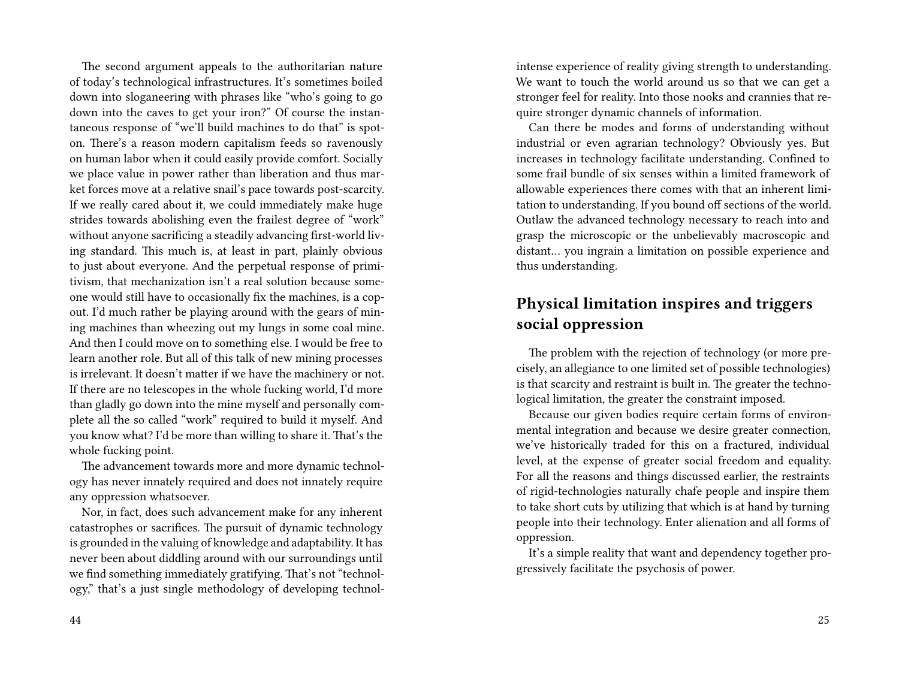The second argument appeals to the authoritarian nature of today's technological infrastructures. It's sometimes boiled down into sloganeering with phrases like "who's going to go down into the caves to get your iron?" Of course the instantaneous response of "we'll build machines to do that" is spot-on. There's a reason modern capitalism feeds so ravenously on human labor when it could easily provide comfort. Socially we place value in power rather than liberation and thus market forces move at a relative snail's pace towards post-scarcity. If we really cared about it, we could immediately make huge strides towards abolishing even the frailest degree of "work" without anyone sacrificing a steadily advancing first-world living standard. This much is, at least in part, plainly obvious to just about everyone. And the perpetual response of primitivism, that mechanization isn't a real solution because someone would still have to occasionally fix the machines, is a cop-out. I'd much rather be playing around with the gears of mining machines than wheezing out my lungs in some coal mine. And then I could move on to something else. I would be free to learn another role. But all of this talk of new mining processes is irrelevant. It doesn't matter if we have the machinery or not. If there are no telescopes in the whole fucking world, I'd more than gladly go down into the mine myself and personally complete all the so called "work" required to build it myself. And you know what? I'd be more than willing to share it. That's the whole fucking point.

The advancement towards more and more dynamic technology has never innately required and does not innately require any oppression whatsoever.

Nor, in fact, does such advancement make for any inherent catastrophes or sacrifices. The pursuit of dynamic technology is grounded in the valuing of knowledge and adaptability. It has never been about diddling around with our surroundings until we find something immediately gratifying. That's not "technology," that's a just single methodology of developing technol-

intense experience of reality giving strength to understanding. We want to touch the world around us so that we can get a stronger feel for reality. Into those nooks and crannies that require stronger dynamic channels of information.

Can there be modes and forms of understanding without industrial or even agrarian technology? Obviously yes. But increases in technology facilitate understanding. Confined to some frail bundle of six senses within a limited framework of allowable experiences there comes with that an inherent limitation to understanding. If you bound off sections of the world. Outlaw the advanced technology necessary to reach into and grasp the microscopic or the unbelievably macroscopic and distant… you ingrain a limitation on possible experience and thus understanding.

## Physical limitation inspires and triggers social oppression

The problem with the rejection of technology (or more precisely, an allegiance to one limited set of possible technologies) is that scarcity and restraint is built in. The greater the technological limitation, the greater the constraint imposed.

Because our given bodies require certain forms of environmental integration and because we desire greater connection, we've historically traded for this on a fractured, individual level, at the expense of greater social freedom and equality. For all the reasons and things discussed earlier, the restraints of rigid-technologies naturally chafe people and inspire them to take short cuts by utilizing that which is at hand by turning people into their technology. Enter alienation and all forms of oppression.

It's a simple reality that want and dependency together progressively facilitate the psychosis of power.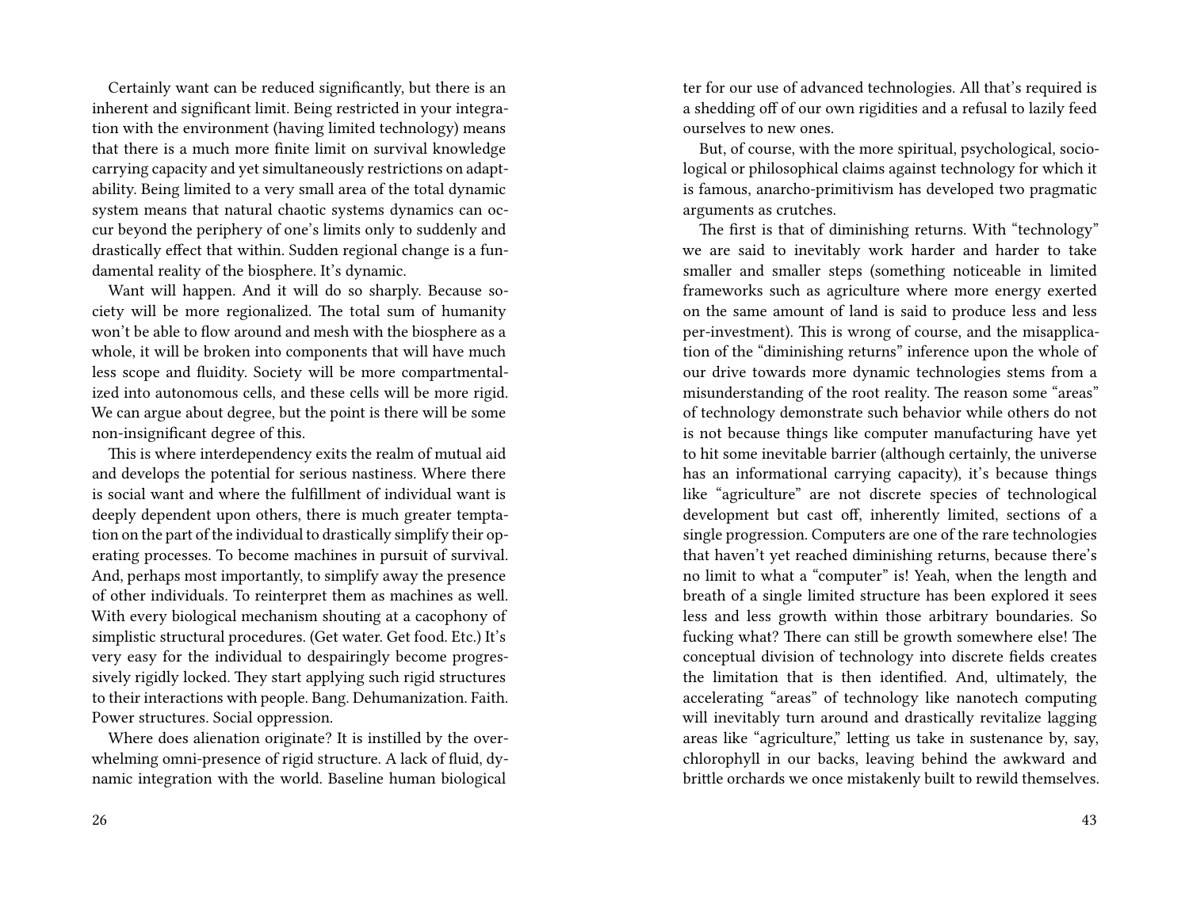Certainly want can be reduced significantly, but there is an inherent and significant limit. Being restricted in your integration with the environment (having limited technology) means that there is a much more finite limit on survival knowledge carrying capacity and yet simultaneously restrictions on adaptability. Being limited to a very small area of the total dynamic system means that natural chaotic systems dynamics can occur beyond the periphery of one's limits only to suddenly and drastically effect that within. Sudden regional change is a fundamental reality of the biosphere. It's dynamic.

Want will happen. And it will do so sharply. Because society will be more regionalized. The total sum of humanity won't be able to flow around and mesh with the biosphere as a whole, it will be broken into components that will have much less scope and fluidity. Society will be more compartmentalized into autonomous cells, and these cells will be more rigid. We can argue about degree, but the point is there will be some non-insignificant degree of this.

This is where interdependency exits the realm of mutual aid and develops the potential for serious nastiness. Where there is social want and where the fulfillment of individual want is deeply dependent upon others, there is much greater temptation on the part of the individual to drastically simplify their operating processes. To become machines in pursuit of survival. And, perhaps most importantly, to simplify away the presence of other individuals. To reinterpret them as machines as well. With every biological mechanism shouting at a cacophony of simplistic structural procedures. (Get water. Get food. Etc.) It's very easy for the individual to despairingly become progressively rigidly locked. They start applying such rigid structures to their interactions with people. Bang. Dehumanization. Faith. Power structures. Social oppression.

Where does alienation originate? It is instilled by the overwhelming omni-presence of rigid structure. A lack of fluid, dynamic integration with the world. Baseline human biological

ter for our use of advanced technologies. All that's required is a shedding off of our own rigidities and a refusal to lazily feed ourselves to new ones.

But, of course, with the more spiritual, psychological, sociological or philosophical claims against technology for which it is famous, anarcho-primitivism has developed two pragmatic arguments as crutches.

The first is that of diminishing returns. With "technology" we are said to inevitably work harder and harder to take smaller and smaller steps (something noticeable in limited frameworks such as agriculture where more energy exerted on the same amount of land is said to produce less and less per-investment). This is wrong of course, and the misapplication of the "diminishing returns" inference upon the whole of our drive towards more dynamic technologies stems from a misunderstanding of the root reality. The reason some "areas" of technology demonstrate such behavior while others do not is not because things like computer manufacturing have yet to hit some inevitable barrier (although certainly, the universe has an informational carrying capacity), it's because things like "agriculture" are not discrete species of technological development but cast off, inherently limited, sectionings of a single progression. Computers are one of the rare technologies that haven't yet reached diminishing returns, because there's no limit to what a "computer" is! Yeah, when the length and breath of a single limited structure has been explored it sees less and less growth within those arbitrary boundaries. So fucking what? There can still be growth somewhere else! The conceptual division of technology into discrete fields creates the limitation that is then identified. And, ultimately, the accelerating "areas" of technology like nanotech computing will inevitably turn around and drastically revitalize lagging areas like "agriculture," letting us take in sustenance by, say, chlorophyll in our backs, leaving behind the awkward and brittle orchards we once mistakenly built to rewild themselves.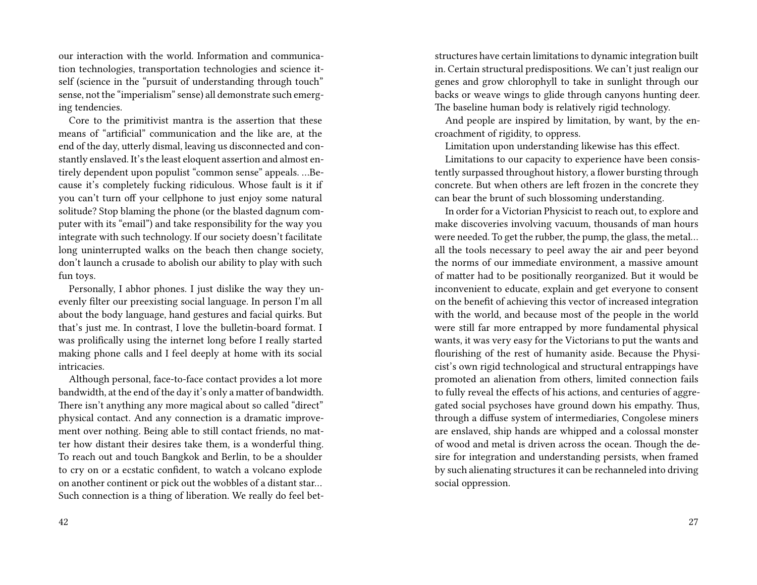our interaction with the world. Information and communication technologies, transportation technologies and science itself (science in the "pursuit of understanding through touch" sense, not the "imperialism" sense) all demonstrate such emerging tendencies.

Core to the primitivist mantra is the assertion that these means of "artificial" communication and the like are, at the end of the day, utterly dismal, leaving us disconnected and constantly enslaved. It's the least eloquent assertion and almost entirely dependent upon populist "common sense" appeals. …Because it's completely fucking ridiculous. Whose fault is it if you can't turn off your cellphone to just enjoy some natural solitude? Stop blaming the phone (or the blasted dagnum computer with its "email") and take responsibility for the way you integrate with such technology. If our society doesn't facilitate long uninterrupted walks on the beach then change society, don't launch a crusade to abolish our ability to play with such fun toys.

Personally, I abhor phones. I just dislike the way they unevenly filter our preexisting social language. In person I'm all about the body language, hand gestures and facial quirks. But that's just me. In contrast, I love the bulletin-board format. I was prolifically using the internet long before I really started making phone calls and I feel deeply at home with its social intricacies.

Although personal, face-to-face contact provides a lot more bandwidth, at the end of the day it's only a matter of bandwidth. There isn't anything any more magical about so called "direct" physical contact. And any connection is a dramatic improvement over nothing. Being able to still contact friends, no matter how distant their desires take them, is a wonderful thing. To reach out and touch Bangkok and Berlin, to be a shoulder to cry on or a ecstatic confident, to watch a volcano explode on another continent or pick out the wobbles of a distant star… Such connection is a thing of liberation. We really do feel bet-

structures have certain limitations to dynamic integration built in. Certain structural predispositions. We can't just realign our genes and grow chlorophyll to take in sunlight through our backs or weave wings to glide through canyons hunting deer. The baseline human body is relatively rigid technology.

And people are inspired by limitation, by want, by the encroachment of rigidity, to oppress.

Limitation upon understanding likewise has this effect.

Limitations to our capacity to experience have been consistently surpassed throughout history, a flower bursting through concrete. But when others are left frozen in the concrete they can bear the brunt of such blossoming understanding.

In order for a Victorian Physicist to reach out, to explore and make discoveries involving vacuum, thousands of man hours were needed. To get the rubber, the pump, the glass, the metal… all the tools necessary to peel away the air and peer beyond the norms of our immediate environment, a massive amount of matter had to be positionally reorganized. But it would be inconvenient to educate, explain and get everyone to consent on the benefit of achieving this vector of increased integration with the world, and because most of the people in the world were still far more entrapped by more fundamental physical wants, it was very easy for the Victorians to put the wants and flourishing of the rest of humanity aside. Because the Physicist's own rigid technological and structural entrappings have promoted an alienation from others, limited connection fails to fully reveal the effects of his actions, and centuries of aggregated social psychoses have ground down his empathy. Thus, through a diffuse system of intermediaries, Congolese miners are enslaved, ship hands are whipped and a colossal monster of wood and metal is driven across the ocean. Though the desire for integration and understanding persists, when framed by such alienating structures it can be rechanneled into driving social oppression.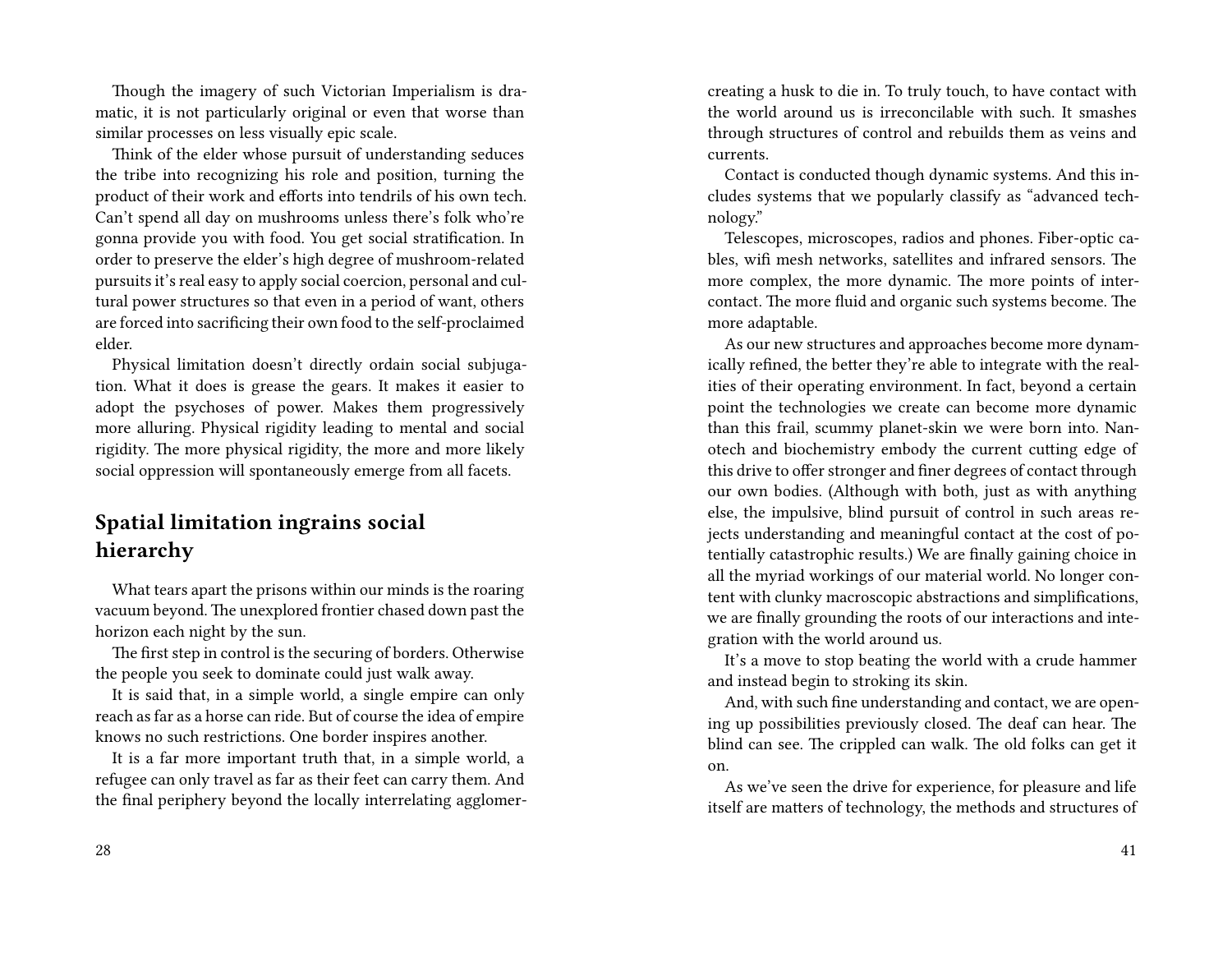Though the imagery of such Victorian Imperialism is dramatic, it is not particularly original or even that worse than similar processes on less visually epic scale.

Think of the elder whose pursuit of understanding seduces the tribe into recognizing his role and position, turning the product of their work and efforts into tendrils of his own tech. Can't spend all day on mushrooms unless there's folk who're gonna provide you with food. You get social stratification. In order to preserve the elder's high degree of mushroom-related pursuits it's real easy to apply social coercion, personal and cultural power structures so that even in a period of want, others are forced into sacrificing their own food to the self-proclaimed elder.

Physical limitation doesn't directly ordain social subjugation. What it does is grease the gears. It makes it easier to adopt the psychoses of power. Makes them progressively more alluring. Physical rigidity leading to mental and social rigidity. The more physical rigidity, the more and more likely social oppression will spontaneously emerge from all facets.

## Spatial limitation ingrains social hierarchy

What tears apart the prisons within our minds is the roaring vacuum beyond. The unexplored frontier chased down past the horizon each night by the sun.

The first step in control is the securing of borders. Otherwise the people you seek to dominate could just walk away.

It is said that, in a simple world, a single empire can only reach as far as a horse can ride. But of course the idea of empire knows no such restrictions. One border inspires another.

It is a far more important truth that, in a simple world, a refugee can only travel as far as their feet can carry them. And the final periphery beyond the locally interrelating agglomer-

creating a husk to die in. To truly touch, to have contact with the world around us is irreconcilable with such. It smashes through structures of control and rebuilds them as veins and currents.

Contact is conducted though dynamic systems. And this includes systems that we popularly classify as "advanced technology."

Telescopes, microscopes, radios and phones. Fiber-optic cables, wifi mesh networks, satellites and infrared sensors. The more complex, the more dynamic. The more points of intercontact. The more fluid and organic such systems become. The more adaptable.

As our new structures and approaches become more dynamically refined, the better they're able to integrate with the realities of their operating environment. In fact, beyond a certain point the technologies we create can become more dynamic than this frail, scummy planet-skin we were born into. Nanotech and biochemistry embody the current cutting edge of this drive to offer stronger and finer degrees of contact through our own bodies. (Although with both, just as with anything else, the impulsive, blind pursuit of control in such areas rejects understanding and meaningful contact at the cost of potentially catastrophic results.) We are finally gaining choice in all the myriad workings of our material world. No longer content with clunky macroscopic abstractions and simplifications, we are finally grounding the roots of our interactions and integration with the world around us.

It's a move to stop beating the world with a crude hammer and instead begin to stroking its skin.

And, with such fine understanding and contact, we are opening up possibilities previously closed. The deaf can hear. The blind can see. The crippled can walk. The old folks can get it on.

As we've seen the drive for experience, for pleasure and life itself are matters of technology, the methods and structures of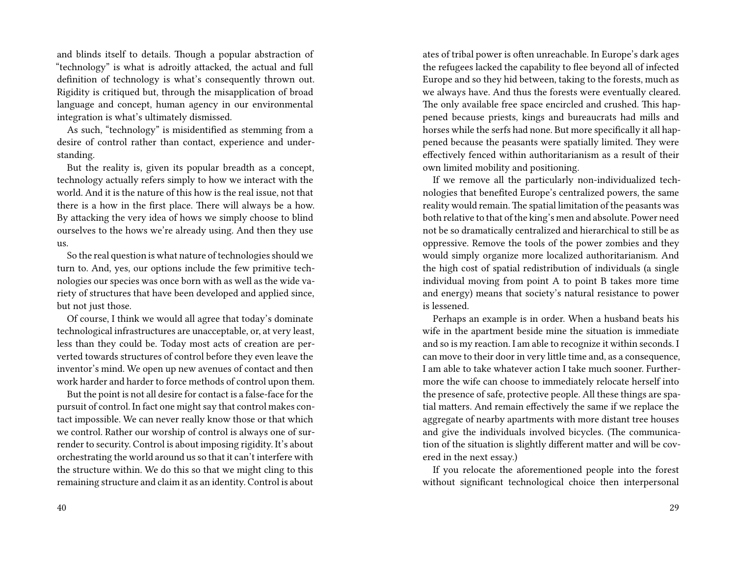and blinds itself to details. Though a popular abstraction of "technology" is what is adroitly attacked, the actual and full definition of technology is what's consequently thrown out. Rigidity is critiqued but, through the misapplication of broad language and concept, human agency in our environmental integration is what's ultimately dismissed.

As such, "technology" is misidentified as stemming from a desire of control rather than contact, experience and understanding.

But the reality is, given its popular breadth as a concept, technology actually refers simply to how we interact with the world. And it is the nature of this how is the real issue, not that there is a how in the first place. There will always be a how. By attacking the very idea of hows we simply choose to blind ourselves to the hows we're already using. And then they use us.

So the real question is what nature of technologies should we turn to. And, yes, our options include the few primitive technologies our species was once born with as well as the wide variety of structures that have been developed and applied since, but not just those.

Of course, I think we would all agree that today's dominate technological infrastructures are unacceptable, or, at very least, less than they could be. Today most acts of creation are perverted towards structures of control before they even leave the inventor's mind. We open up new avenues of contact and then work harder and harder to force methods of control upon them.

But the point is not all desire for contact is a false-face for the pursuit of control. In fact one might say that control makes contact impossible. We can never really know those or that which we control. Rather our worship of control is always one of surrender to security. Control is about imposing rigidity. It's about orchestrating the world around us so that it can't interfere with the structure within. We do this so that we might cling to this remaining structure and claim it as an identity. Control is about

ates of tribal power is often unreachable. In Europe's dark ages the refugees lacked the capability to flee beyond all of infected Europe and so they hid between, taking to the forests, much as we always have. And thus the forests were eventually cleared. The only available free space encircled and crushed. This happened because priests, kings and bureaucrats had mills and horses while the serfs had none. But more specifically it all happened because the peasants were spatially limited. They were effectively fenced within authoritarianism as a result of their own limited mobility and positioning.

If we remove all the particularly non-individualized technologies that benefited Europe's centralized powers, the same reality would remain. The spatial limitation of the peasants was both relative to that of the king's men and absolute. Power need not be so dramatically centralized and hierarchical to still be as oppressive. Remove the tools of the power zombies and they would simply organize more localized authoritarianism. And the high cost of spatial redistribution of individuals (a single individual moving from point A to point B takes more time and energy) means that society's natural resistance to power is lessened.

Perhaps an example is in order. When a husband beats his wife in the apartment beside mine the situation is immediate and so is my reaction. I am able to recognize it within seconds. I can move to their door in very little time and, as a consequence, I am able to take whatever action I take much sooner. Furthermore the wife can choose to immediately relocate herself into the presence of safe, protective people. All these things are spatial matters. And remain effectively the same if we replace the aggregate of nearby apartments with more distant tree houses and give the individuals involved bicycles. (The communication of the situation is slightly different matter and will be covered in the next essay.)

If you relocate the aforementioned people into the forest without significant technological choice then interpersonal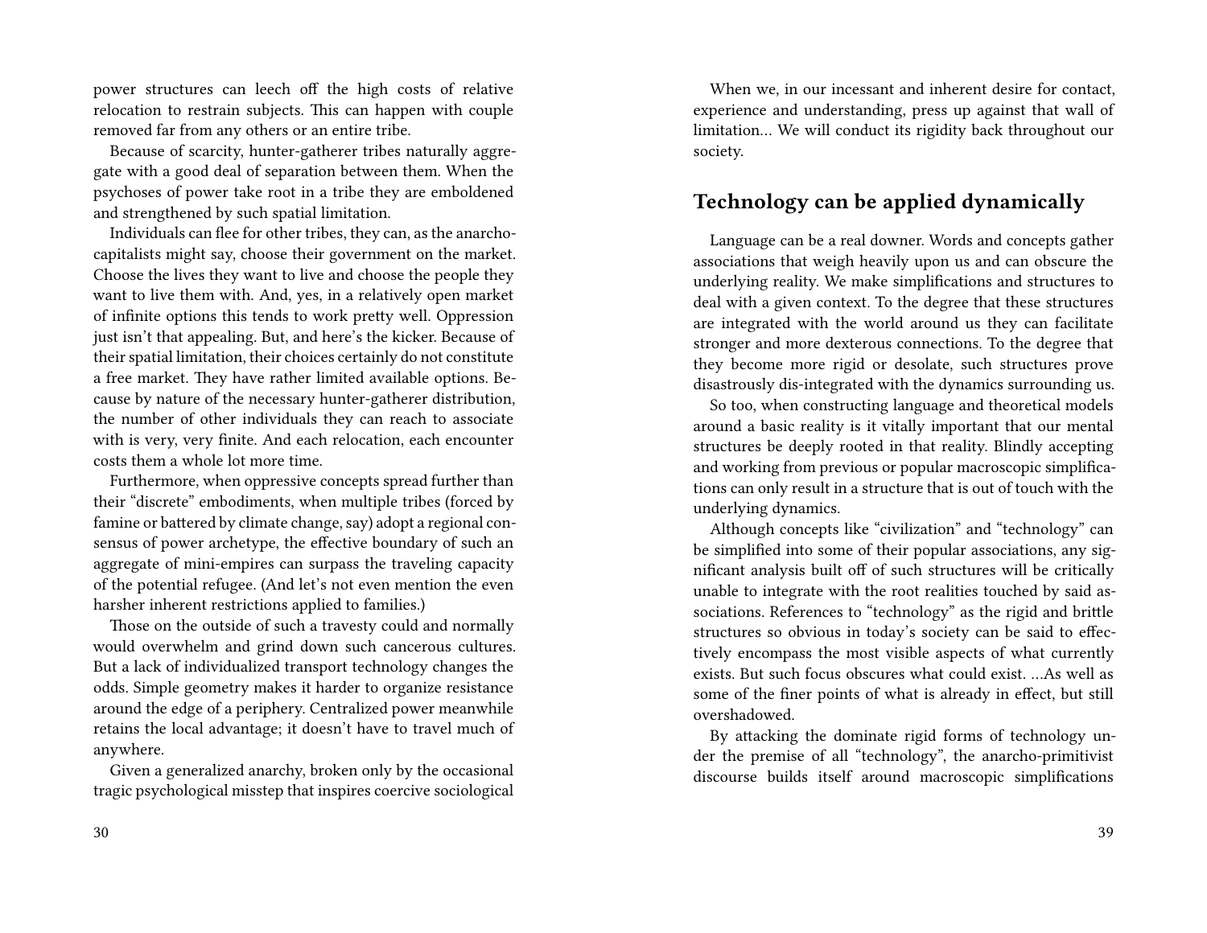power structures can leech off the high costs of relative relocation to restrain subjects. This can happen with couple removed far from any others or an entire tribe.

Because of scarcity, hunter-gatherer tribes naturally aggregate with a good deal of separation between them. When the psychoses of power take root in a tribe they are emboldened and strengthened by such spatial limitation.

Individuals can flee for other tribes, they can, as the anarcho-capitalists might say, choose their government on the market. Choose the lives they want to live and choose the people they want to live them with. And, yes, in a relatively open market of infinite options this tends to work pretty well. Oppression just isn't that appealing. But, and here's the kicker. Because of their spatial limitation, their choices certainly do not constitute a free market. They have rather limited available options. Because by nature of the necessary hunter-gatherer distribution, the number of other individuals they can reach to associate with is very, very finite. And each relocation, each encounter costs them a whole lot more time.

Furthermore, when oppressive concepts spread further than their "discrete" embodiments, when multiple tribes (forced by famine or battered by climate change, say) adopt a regional consensus of power archetype, the effective boundary of such an aggregate of mini-empires can surpass the traveling capacity of the potential refugee. (And let's not even mention the even harsher inherent restrictions applied to families.)

Those on the outside of such a travesty could and normally would overwhelm and grind down such cancerous cultures. But a lack of individualized transport technology changes the odds. Simple geometry makes it harder to organize resistance around the edge of a periphery. Centralized power meanwhile retains the local advantage; it doesn't have to travel much of anywhere.

Given a generalized anarchy, broken only by the occasional tragic psychological misstep that inspires coercive sociological

When we, in our incessant and inherent desire for contact, experience and understanding, press up against that wall of limitation… We will conduct its rigidity back throughout our society.

## Technology can be applied dynamically

Language can be a real downer. Words and concepts gather associations that weigh heavily upon us and can obscure the underlying reality. We make simplifications and structures to deal with a given context. To the degree that these structures are integrated with the world around us they can facilitate stronger and more dexterous connections. To the degree that they become more rigid or desolate, such structures prove disastrously dis-integrated with the dynamics surrounding us.

So too, when constructing language and theoretical models around a basic reality is it vitally important that our mental structures be deeply rooted in that reality. Blindly accepting and working from previous or popular macroscopic simplifications can only result in a structure that is out of touch with the underlying dynamics.

Although concepts like "civilization" and "technology" can be simplified into some of their popular associations, any significant analysis built off of such structures will be critically unable to integrate with the root realities touched by said associations. References to "technology" as the rigid and brittle structures so obvious in today's society can be said to effectively encompass the most visible aspects of what currently exists. But such focus obscures what could exist. …As well as some of the finer points of what is already in effect, but still overshadowed.

By attacking the dominate rigid forms of technology under the premise of all "technology", the anarcho-primitivist discourse builds itself around macroscopic simplifications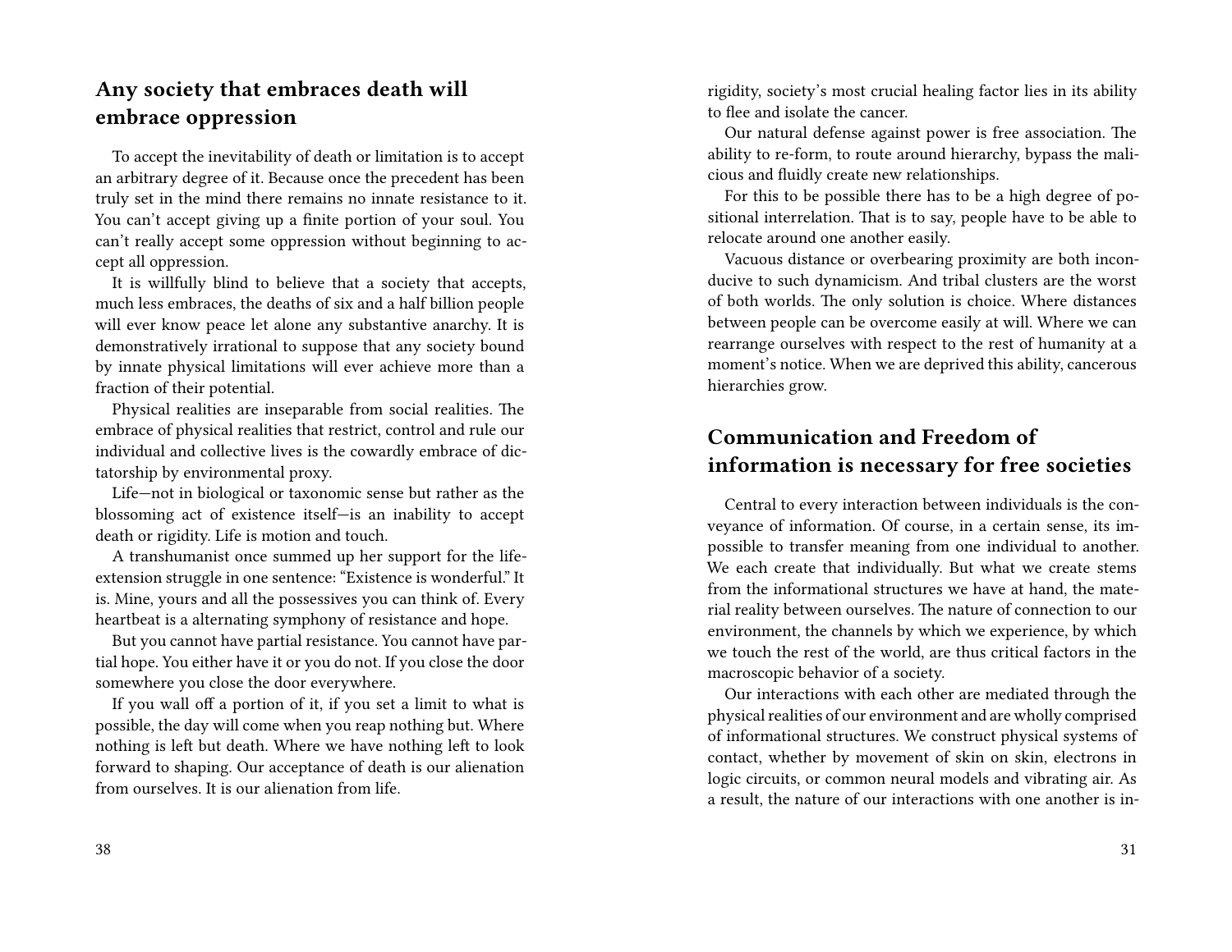## Any society that embraces death will embrace oppression

To accept the inevitability of death or limitation is to accept an arbitrary degree of it. Because once the precedent has been truly set in the mind there remains no innate resistance to it. You can't accept giving up a finite portion of your soul. You can't really accept some oppression without beginning to accept all oppression.

It is willfully blind to believe that a society that accepts, much less embraces, the deaths of six and a half billion people will ever know peace let alone any substantive anarchy. It is demonstratively irrational to suppose that any society bound by innate physical limitations will ever achieve more than a fraction of their potential.

Physical realities are inseparable from social realities. The embrace of physical realities that restrict, control and rule our individual and collective lives is the cowardly embrace of dictatorship by environmental proxy.

Life—not in biological or taxonomic sense but rather as the blossoming act of existence itself—is an inability to accept death or rigidity. Life is motion and touch.

A transhumanist once summed up her support for the life-extension struggle in one sentence: "Existence is wonderful." It is. Mine, yours and all the possessives you can think of. Every heartbeat is a alternating symphony of resistance and hope.

But you cannot have partial resistance. You cannot have partial hope. You either have it or you do not. If you close the door somewhere you close the door everywhere.

If you wall off a portion of it, if you set a limit to what is possible, the day will come when you reap nothing but. Where nothing is left but death. Where we have nothing left to look forward to shaping. Our acceptance of death is our alienation from ourselves. It is our alienation from life.

rigidity, society's most crucial healing factor lies in its ability to flee and isolate the cancer.

Our natural defense against power is free association. The ability to re-form, to route around hierarchy, bypass the malicious and fluidly create new relationships.

For this to be possible there has to be a high degree of positional interrelation. That is to say, people have to be able to relocate around one another easily.

Vacuous distance or overbearing proximity are both inconducive to such dynamicism. And tribal clusters are the worst of both worlds. The only solution is choice. Where distances between people can be overcome easily at will. Where we can rearrange ourselves with respect to the rest of humanity at a moment's notice. When we are deprived this ability, cancerous hierarchies grow.

## Communication and Freedom of information is necessary for free societies

Central to every interaction between individuals is the conveyance of information. Of course, in a certain sense, its impossible to transfer meaning from one individual to another. We each create that individually. But what we create stems from the informational structures we have at hand, the material reality between ourselves. The nature of connection to our environment, the channels by which we experience, by which we touch the rest of the world, are thus critical factors in the macroscopic behavior of a society.

Our interactions with each other are mediated through the physical realities of our environment and are wholly comprised of informational structures. We construct physical systems of contact, whether by movement of skin on skin, electrons in logic circuits, or common neural models and vibrating air. As a result, the nature of our interactions with one another is in-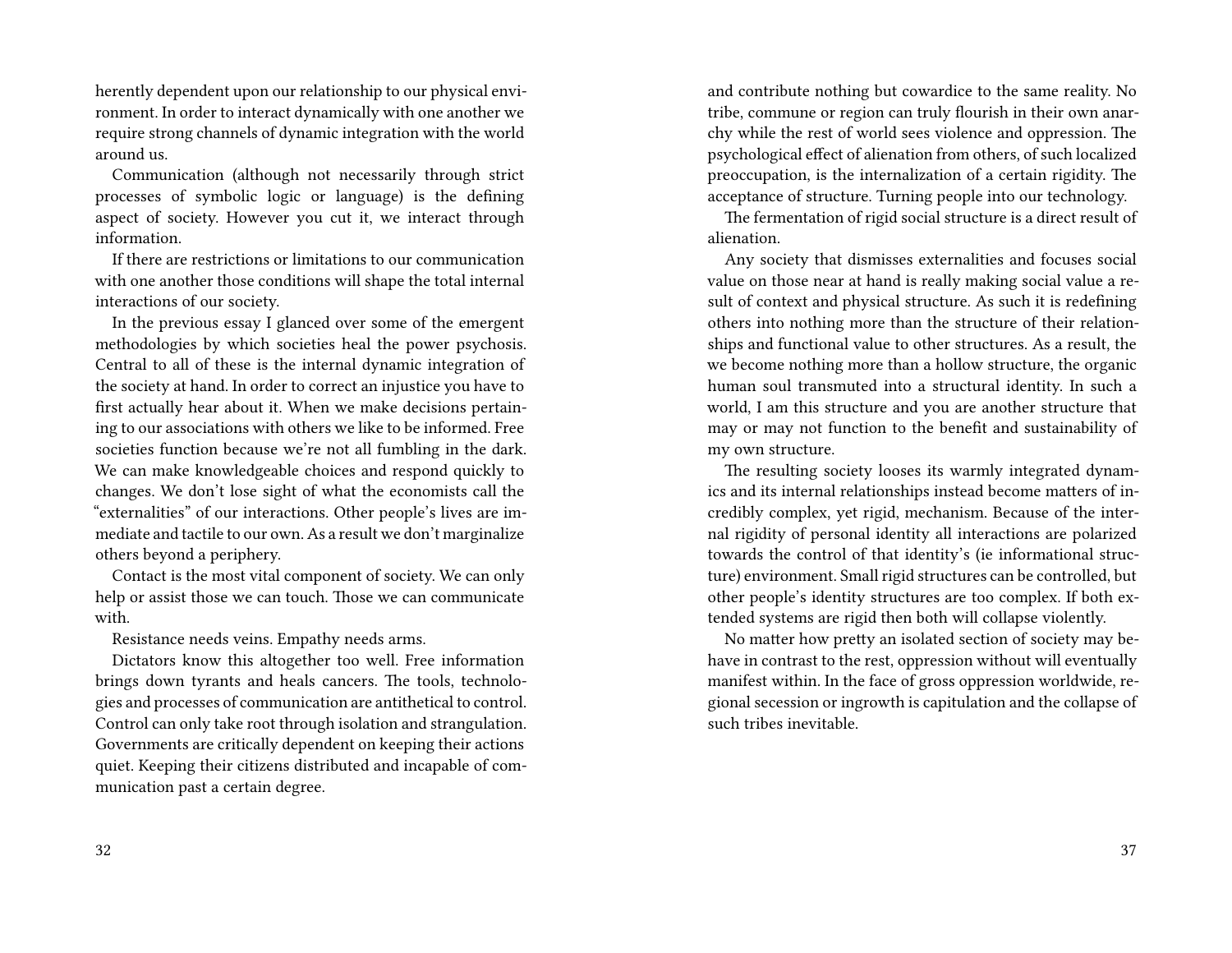herently dependent upon our relationship to our physical environment. In order to interact dynamically with one another we require strong channels of dynamic integration with the world around us.

Communication (although not necessarily through strict processes of symbolic logic or language) is the defining aspect of society. However you cut it, we interact through information.

If there are restrictions or limitations to our communication with one another those conditions will shape the total internal interactions of our society.

In the previous essay I glanced over some of the emergent methodologies by which societies heal the power psychosis. Central to all of these is the internal dynamic integration of the society at hand. In order to correct an injustice you have to first actually hear about it. When we make decisions pertaining to our associations with others we like to be informed. Free societies function because we're not all fumbling in the dark. We can make knowledgeable choices and respond quickly to changes. We don't lose sight of what the economists call the "externalities" of our interactions. Other people's lives are immediate and tactile to our own. As a result we don't marginalize others beyond a periphery.

Contact is the most vital component of society. We can only help or assist those we can touch. Those we can communicate with.

Resistance needs veins. Empathy needs arms.

Dictators know this altogether too well. Free information brings down tyrants and heals cancers. The tools, technologies and processes of communication are antithetical to control. Control can only take root through isolation and strangulation. Governments are critically dependent on keeping their actions quiet. Keeping their citizens distributed and incapable of communication past a certain degree.

and contribute nothing but cowardice to the same reality. No tribe, commune or region can truly flourish in their own anarchy while the rest of world sees violence and oppression. The psychological effect of alienation from others, of such localized preoccupation, is the internalization of a certain rigidity. The acceptance of structure. Turning people into our technology.

The fermentation of rigid social structure is a direct result of alienation.

Any society that dismisses externalities and focuses social value on those near at hand is really making social value a result of context and physical structure. As such it is redefining others into nothing more than the structure of their relationships and functional value to other structures. As a result, the we become nothing more than a hollow structure, the organic human soul transmuted into a structural identity. In such a world, I am this structure and you are another structure that may or may not function to the benefit and sustainability of my own structure.

The resulting society looses its warmly integrated dynamics and its internal relationships instead become matters of incredibly complex, yet rigid, mechanism. Because of the internal rigidity of personal identity all interactions are polarized towards the control of that identity's (ie informational structure) environment. Small rigid structures can be controlled, but other people's identity structures are too complex. If both extended systems are rigid then both will collapse violently.

No matter how pretty an isolated section of society may behave in contrast to the rest, oppression without will eventually manifest within. In the face of gross oppression worldwide, regional secession or ingrowth is capitulation and the collapse of such tribes inevitable.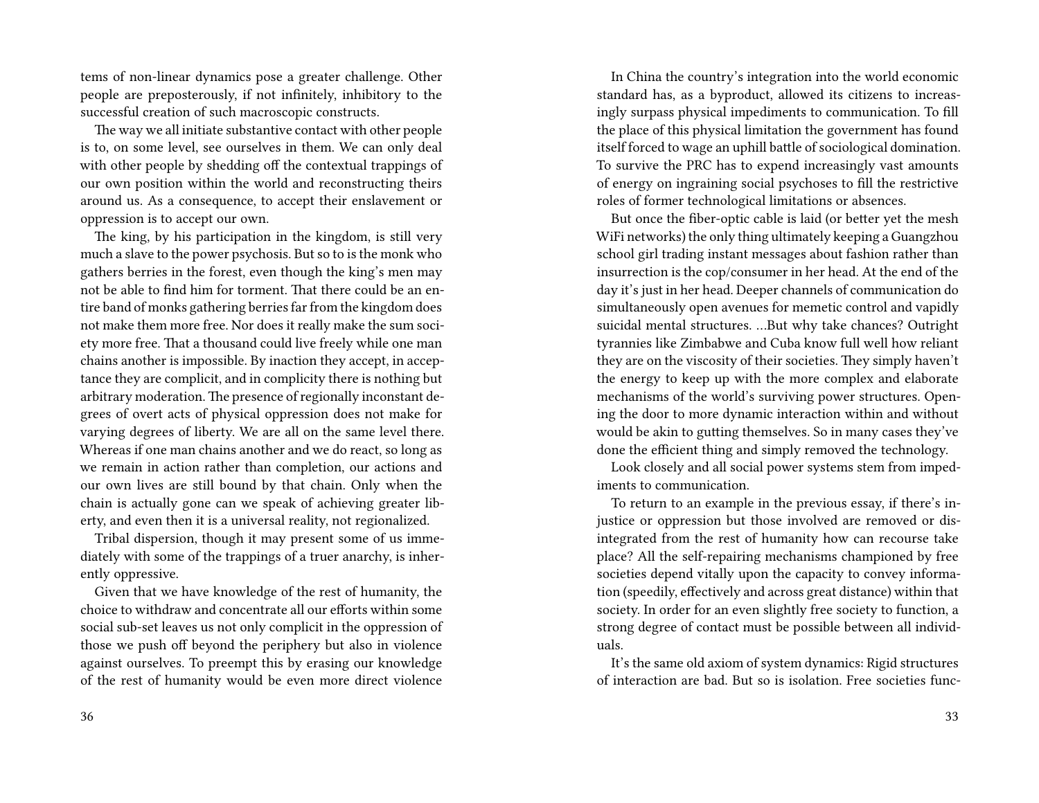tems of non-linear dynamics pose a greater challenge. Other people are preposterously, if not infinitely, inhibitory to the successful creation of such macroscopic constructs.

The way we all initiate substantive contact with other people is to, on some level, see ourselves in them. We can only deal with other people by shedding off the contextual trappings of our own position within the world and reconstructing theirs around us. As a consequence, to accept their enslavement or oppression is to accept our own.

The king, by his participation in the kingdom, is still very much a slave to the power psychosis. But so to is the monk who gathers berries in the forest, even though the king's men may not be able to find him for torment. That there could be an entire band of monks gathering berries far from the kingdom does not make them more free. Nor does it really make the sum society more free. That a thousand could live freely while one man chains another is impossible. By inaction they accept, in acceptance they are complicit, and in complicity there is nothing but arbitrary moderation. The presence of regionally inconstant degrees of overt acts of physical oppression does not make for varying degrees of liberty. We are all on the same level there. Whereas if one man chains another and we do react, so long as we remain in action rather than completion, our actions and our own lives are still bound by that chain. Only when the chain is actually gone can we speak of achieving greater liberty, and even then it is a universal reality, not regionalized.

Tribal dispersion, though it may present some of us immediately with some of the trappings of a truer anarchy, is inherently oppressive.

Given that we have knowledge of the rest of humanity, the choice to withdraw and concentrate all our efforts within some social sub-set leaves us not only complicit in the oppression of those we push off beyond the periphery but also in violence against ourselves. To preempt this by erasing our knowledge of the rest of humanity would be even more direct violence

In China the country's integration into the world economic standard has, as a byproduct, allowed its citizens to increasingly surpass physical impediments to communication. To fill the place of this physical limitation the government has found itself forced to wage an uphill battle of sociological domination. To survive the PRC has to expend increasingly vast amounts of energy on ingraining social psychoses to fill the restrictive roles of former technological limitations or absences.

But once the fiber-optic cable is laid (or better yet the mesh WiFi networks) the only thing ultimately keeping a Guangzhou school girl trading instant messages about fashion rather than insurrection is the cop/consumer in her head. At the end of the day it's just in her head. Deeper channels of communication do simultaneously open avenues for memetic control and vapidly suicidal mental structures. …But why take chances? Outright tyrannies like Zimbabwe and Cuba know full well how reliant they are on the viscosity of their societies. They simply haven't the energy to keep up with the more complex and elaborate mechanisms of the world's surviving power structures. Opening the door to more dynamic interaction within and without would be akin to gutting themselves. So in many cases they've done the efficient thing and simply removed the technology.

Look closely and all social power systems stem from impediments to communication.

To return to an example in the previous essay, if there's injustice or oppression but those involved are removed or disintegrated from the rest of humanity how can recourse take place? All the self-repairing mechanisms championed by free societies depend vitally upon the capacity to convey information (speedily, effectively and across great distance) within that society. In order for an even slightly free society to function, a strong degree of contact must be possible between all individuals.

It's the same old axiom of system dynamics: Rigid structures of interaction are bad. But so is isolation. Free societies func-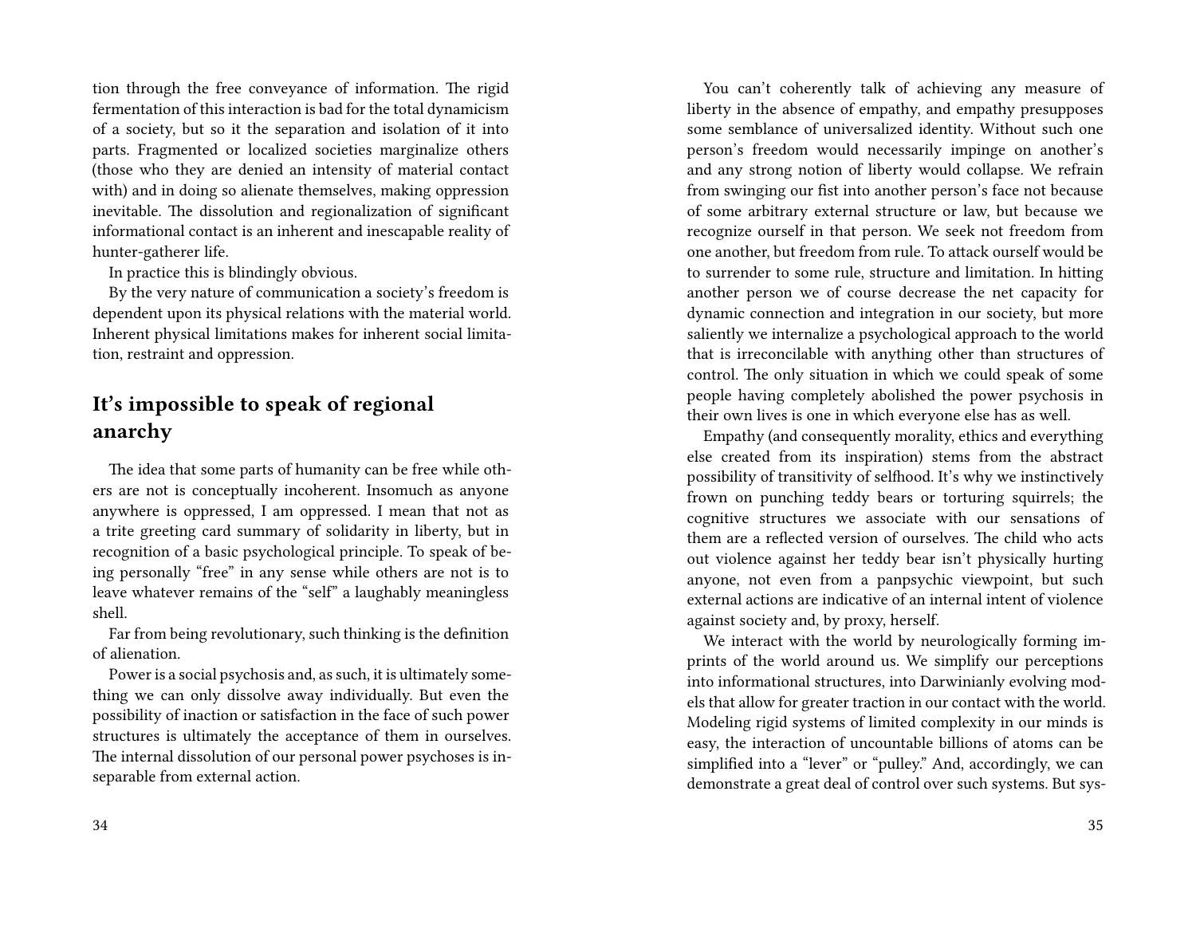tion through the free conveyance of information. The rigid fermentation of this interaction is bad for the total dynamicism of a society, but so it the separation and isolation of it into parts. Fragmented or localized societies marginalize others (those who they are denied an intensity of material contact with) and in doing so alienate themselves, making oppression inevitable. The dissolution and regionalization of significant informational contact is an inherent and inescapable reality of hunter-gatherer life.

In practice this is blindingly obvious.

By the very nature of communication a society's freedom is dependent upon its physical relations with the material world. Inherent physical limitations makes for inherent social limitation, restraint and oppression.

## It's impossible to speak of regional anarchy

The idea that some parts of humanity can be free while others are not is conceptually incoherent. Insomuch as anyone anywhere is oppressed, I am oppressed. I mean that not as a trite greeting card summary of solidarity in liberty, but in recognition of a basic psychological principle. To speak of being personally "free" in any sense while others are not is to leave whatever remains of the "self" a laughably meaningless shell.

Far from being revolutionary, such thinking is the definition of alienation.

Power is a social psychosis and, as such, it is ultimately something we can only dissolve away individually. But even the possibility of inaction or satisfaction in the face of such power structures is ultimately the acceptance of them in ourselves. The internal dissolution of our personal power psychoses is inseparable from external action.

You can't coherently talk of achieving any measure of liberty in the absence of empathy, and empathy presupposes some semblance of universalized identity. Without such one person's freedom would necessarily impinge on another's and any strong notion of liberty would collapse. We refrain from swinging our fist into another person's face not because of some arbitrary external structure or law, but because we recognize ourself in that person. We seek not freedom from one another, but freedom from rule. To attack ourself would be to surrender to some rule, structure and limitation. In hitting another person we of course decrease the net capacity for dynamic connection and integration in our society, but more saliently we internalize a psychological approach to the world that is irreconcilable with anything other than structures of control. The only situation in which we could speak of some people having completely abolished the power psychosis in their own lives is one in which everyone else has as well.

Empathy (and consequently morality, ethics and everything else created from its inspiration) stems from the abstract possibility of transitivity of selfhood. It's why we instinctively frown on punching teddy bears or torturing squirrels; the cognitive structures we associate with our sensations of them are a reflected version of ourselves. The child who acts out violence against her teddy bear isn't physically hurting anyone, not even from a panpsychic viewpoint, but such external actions are indicative of an internal intent of violence against society and, by proxy, herself.

We interact with the world by neurologically forming imprints of the world around us. We simplify our perceptions into informational structures, into Darwinianly evolving models that allow for greater traction in our contact with the world. Modeling rigid systems of limited complexity in our minds is easy, the interaction of uncountable billions of atoms can be simplified into a "lever" or "pulley." And, accordingly, we can demonstrate a great deal of control over such systems. But sys-